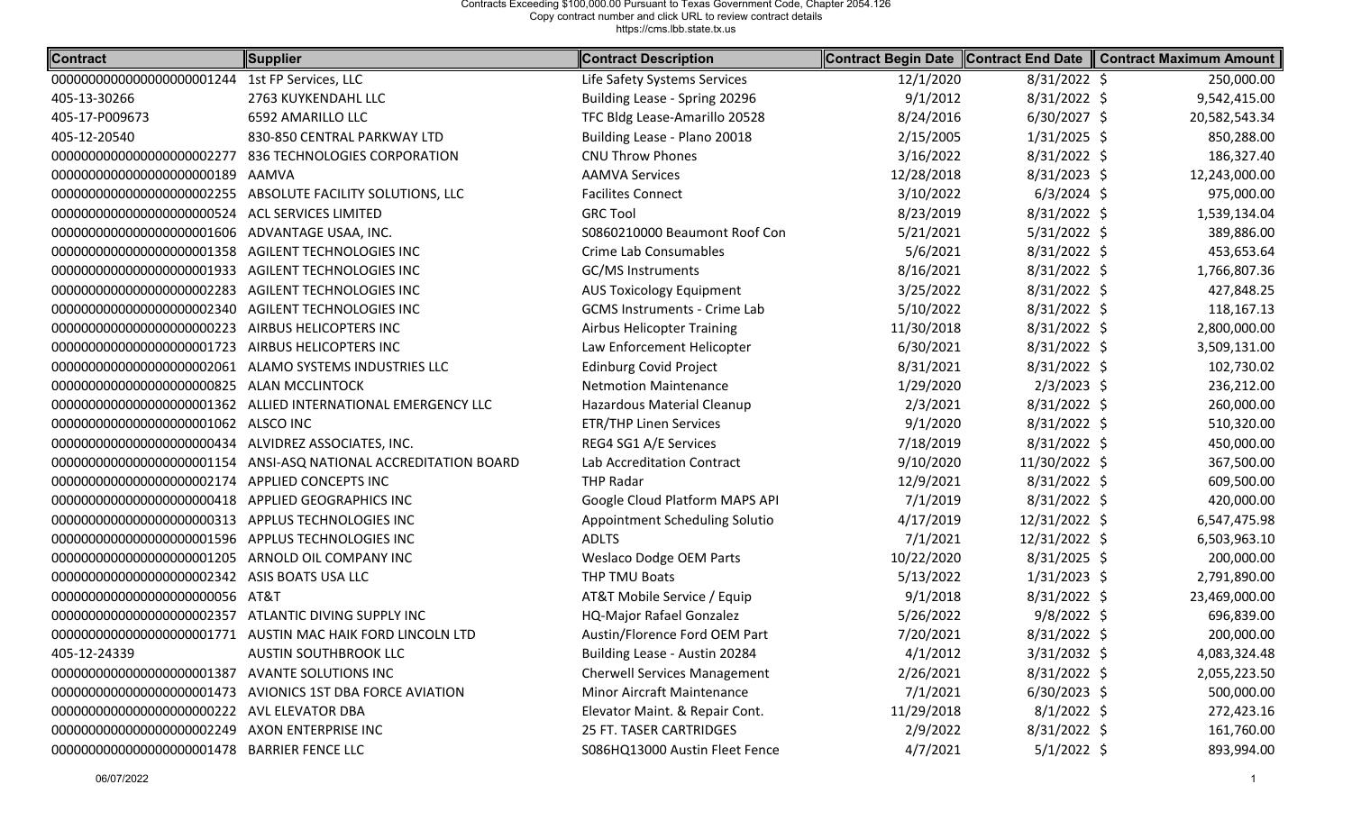Contracts Exceeding $100,000.00 Pursuant to Texas Government Code, Chapter 2054.126
Copy contract number and click URL to review contract details
https://cms.lbb.state.tx.us

| Contract | Supplier | Contract Description | Contract Begin Date | Contract End Date | Contract Maximum Amount |
|---|---|---|---|---|---|
| 000000000000000000001244 | 1st FP Services, LLC | Life Safety Systems Services | 12/1/2020 | 8/31/2022 | $ 250,000.00 |
| 405-13-30266 | 2763 KUYKENDAHL LLC | Building Lease - Spring 20296 | 9/1/2012 | 8/31/2022 | $ 9,542,415.00 |
| 405-17-P009673 | 6592 AMARILLO LLC | TFC Bldg Lease-Amarillo 20528 | 8/24/2016 | 6/30/2027 | $ 20,582,543.34 |
| 405-12-20540 | 830-850 CENTRAL PARKWAY LTD | Building Lease - Plano 20018 | 2/15/2005 | 1/31/2025 | $ 850,288.00 |
| 000000000000000000002277 | 836 TECHNOLOGIES CORPORATION | CNU Throw Phones | 3/16/2022 | 8/31/2022 | $ 186,327.40 |
| 000000000000000000000189 | AAMVA | AAMVA Services | 12/28/2018 | 8/31/2023 | $ 12,243,000.00 |
| 000000000000000000002255 | ABSOLUTE FACILITY SOLUTIONS, LLC | Facilites Connect | 3/10/2022 | 6/3/2024 | $ 975,000.00 |
| 000000000000000000000524 | ACL SERVICES LIMITED | GRC Tool | 8/23/2019 | 8/31/2022 | $ 1,539,134.04 |
| 000000000000000000001606 | ADVANTAGE USAA, INC. | S0860210000 Beaumont Roof Con | 5/21/2021 | 5/31/2022 | $ 389,886.00 |
| 000000000000000000001358 | AGILENT TECHNOLOGIES INC | Crime Lab Consumables | 5/6/2021 | 8/31/2022 | $ 453,653.64 |
| 000000000000000000001933 | AGILENT TECHNOLOGIES INC | GC/MS Instruments | 8/16/2021 | 8/31/2022 | $ 1,766,807.36 |
| 000000000000000000002283 | AGILENT TECHNOLOGIES INC | AUS Toxicology Equipment | 3/25/2022 | 8/31/2022 | $ 427,848.25 |
| 000000000000000000002340 | AGILENT TECHNOLOGIES INC | GCMS Instruments - Crime Lab | 5/10/2022 | 8/31/2022 | $ 118,167.13 |
| 000000000000000000000223 | AIRBUS HELICOPTERS INC | Airbus Helicopter Training | 11/30/2018 | 8/31/2022 | $ 2,800,000.00 |
| 000000000000000000001723 | AIRBUS HELICOPTERS INC | Law Enforcement Helicopter | 6/30/2021 | 8/31/2022 | $ 3,509,131.00 |
| 000000000000000000002061 | ALAMO SYSTEMS INDUSTRIES LLC | Edinburg Covid Project | 8/31/2021 | 8/31/2022 | $ 102,730.02 |
| 000000000000000000000825 | ALAN MCCLINTOCK | Netmotion Maintenance | 1/29/2020 | 2/3/2023 | $ 236,212.00 |
| 000000000000000000001362 | ALLIED INTERNATIONAL EMERGENCY LLC | Hazardous Material Cleanup | 2/3/2021 | 8/31/2022 | $ 260,000.00 |
| 000000000000000000001062 | ALSCO INC | ETR/THP Linen Services | 9/1/2020 | 8/31/2022 | $ 510,320.00 |
| 000000000000000000000434 | ALVIDREZ ASSOCIATES, INC. | REG4 SG1 A/E Services | 7/18/2019 | 8/31/2022 | $ 450,000.00 |
| 000000000000000000001154 | ANSI-ASQ NATIONAL ACCREDITATION BOARD | Lab Accreditation Contract | 9/10/2020 | 11/30/2022 | $ 367,500.00 |
| 000000000000000000002174 | APPLIED CONCEPTS INC | THP Radar | 12/9/2021 | 8/31/2022 | $ 609,500.00 |
| 000000000000000000000418 | APPLIED GEOGRAPHICS INC | Google Cloud Platform MAPS API | 7/1/2019 | 8/31/2022 | $ 420,000.00 |
| 000000000000000000000313 | APPLUS TECHNOLOGIES INC | Appointment Scheduling Solutio | 4/17/2019 | 12/31/2022 | $ 6,547,475.98 |
| 000000000000000000001596 | APPLUS TECHNOLOGIES INC | ADLTS | 7/1/2021 | 12/31/2022 | $ 6,503,963.10 |
| 000000000000000000001205 | ARNOLD OIL COMPANY INC | Weslaco Dodge OEM Parts | 10/22/2020 | 8/31/2025 | $ 200,000.00 |
| 000000000000000000002342 | ASIS BOATS USA LLC | THP TMU Boats | 5/13/2022 | 1/31/2023 | $ 2,791,890.00 |
| 000000000000000000000056 | AT&T | AT&T Mobile Service / Equip | 9/1/2018 | 8/31/2022 | $ 23,469,000.00 |
| 000000000000000000002357 | ATLANTIC DIVING SUPPLY INC | HQ-Major Rafael Gonzalez | 5/26/2022 | 9/8/2022 | $ 696,839.00 |
| 000000000000000000001771 | AUSTIN MAC HAIK FORD LINCOLN LTD | Austin/Florence Ford OEM Part | 7/20/2021 | 8/31/2022 | $ 200,000.00 |
| 405-12-24339 | AUSTIN SOUTHBROOK LLC | Building Lease - Austin 20284 | 4/1/2012 | 3/31/2032 | $ 4,083,324.48 |
| 000000000000000000001387 | AVANTE SOLUTIONS INC | Cherwell Services Management | 2/26/2021 | 8/31/2022 | $ 2,055,223.50 |
| 000000000000000000001473 | AVIONICS 1ST DBA FORCE AVIATION | Minor Aircraft Maintenance | 7/1/2021 | 6/30/2023 | $ 500,000.00 |
| 000000000000000000000222 | AVL ELEVATOR DBA | Elevator Maint. & Repair Cont. | 11/29/2018 | 8/1/2022 | $ 272,423.16 |
| 000000000000000000002249 | AXON ENTERPRISE INC | 25 FT. TASER CARTRIDGES | 2/9/2022 | 8/31/2022 | $ 161,760.00 |
| 000000000000000000001478 | BARRIER FENCE LLC | S086HQ13000 Austin Fleet Fence | 4/7/2021 | 5/1/2022 | $ 893,994.00 |

06/07/2022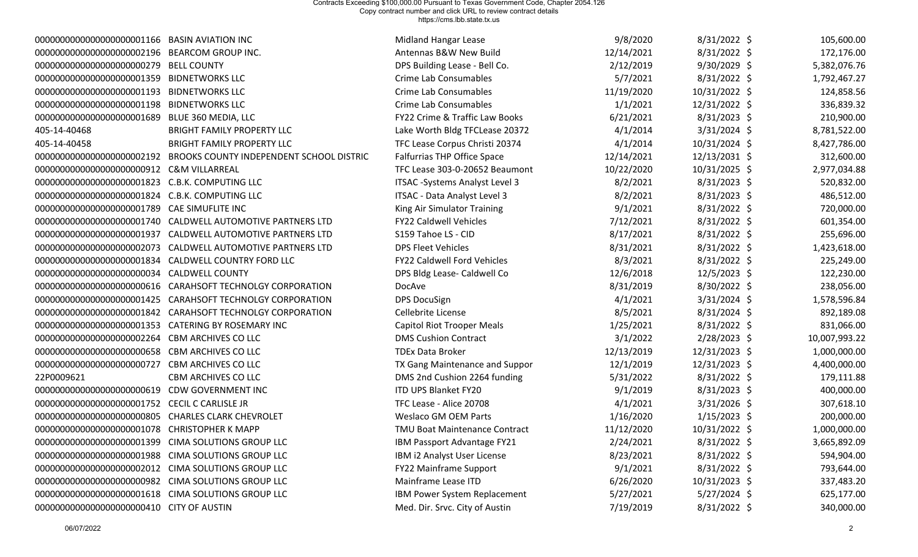| | | | | | |
|---|---|---|---|---|---|
| 0000000000000000000001166 | BASIN AVIATION INC | Midland Hangar Lease | 9/8/2020 | 8/31/2022 | $ 105,600.00 |
| 0000000000000000000002196 | BEARCOM GROUP INC. | Antennas B&W New Build | 12/14/2021 | 8/31/2022 | $ 172,176.00 |
| 0000000000000000000000279 | BELL COUNTY | DPS Building Lease - Bell Co. | 2/12/2019 | 9/30/2029 | $ 5,382,076.76 |
| 0000000000000000000001359 | BIDNETWORKS LLC | Crime Lab Consumables | 5/7/2021 | 8/31/2022 | $ 1,792,467.27 |
| 0000000000000000000001193 | BIDNETWORKS LLC | Crime Lab Consumables | 11/19/2020 | 10/31/2022 | $ 124,858.56 |
| 0000000000000000000001198 | BIDNETWORKS LLC | Crime Lab Consumables | 1/1/2021 | 12/31/2022 | $ 336,839.32 |
| 0000000000000000000001689 | BLUE 360 MEDIA, LLC | FY22 Crime & Traffic Law Books | 6/21/2021 | 8/31/2023 | $ 210,900.00 |
| 405-14-40468 | BRIGHT FAMILY PROPERTY LLC | Lake Worth Bldg TFCLease 20372 | 4/1/2014 | 3/31/2024 | $ 8,781,522.00 |
| 405-14-40458 | BRIGHT FAMILY PROPERTY LLC | TFC Lease Corpus Christi 20374 | 4/1/2014 | 10/31/2024 | $ 8,427,786.00 |
| 0000000000000000000002192 | BROOKS COUNTY INDEPENDENT SCHOOL DISTRIC | Falfurrias THP Office Space | 12/14/2021 | 12/13/2031 | $ 312,600.00 |
| 0000000000000000000000912 | C&M VILLARREAL | TFC Lease 303-0-20652 Beaumont | 10/22/2020 | 10/31/2025 | $ 2,977,034.88 |
| 0000000000000000000001823 | C.B.K. COMPUTING LLC | ITSAC -Systems Analyst Level 3 | 8/2/2021 | 8/31/2023 | $ 520,832.00 |
| 0000000000000000000001824 | C.B.K. COMPUTING LLC | ITSAC - Data Analyst Level 3 | 8/2/2021 | 8/31/2023 | $ 486,512.00 |
| 0000000000000000000001789 | CAE SIMUFLITE INC | King Air Simulator Training | 9/1/2021 | 8/31/2022 | $ 720,000.00 |
| 0000000000000000000001740 | CALDWELL AUTOMOTIVE PARTNERS LTD | FY22 Caldwell Vehicles | 7/12/2021 | 8/31/2022 | $ 601,354.00 |
| 0000000000000000000001937 | CALDWELL AUTOMOTIVE PARTNERS LTD | S159 Tahoe LS - CID | 8/17/2021 | 8/31/2022 | $ 255,696.00 |
| 0000000000000000000002073 | CALDWELL AUTOMOTIVE PARTNERS LTD | DPS Fleet Vehicles | 8/31/2021 | 8/31/2022 | $ 1,423,618.00 |
| 0000000000000000000001834 | CALDWELL COUNTRY FORD LLC | FY22 Caldwell Ford Vehicles | 8/3/2021 | 8/31/2022 | $ 225,249.00 |
| 0000000000000000000000034 | CALDWELL COUNTY | DPS Bldg Lease- Caldwell Co | 12/6/2018 | 12/5/2023 | $ 122,230.00 |
| 0000000000000000000000616 | CARAHSOFT TECHNOLGY CORPORATION | DocAve | 8/31/2019 | 8/30/2022 | $ 238,056.00 |
| 0000000000000000000001425 | CARAHSOFT TECHNOLGY CORPORATION | DPS DocuSign | 4/1/2021 | 3/31/2024 | $ 1,578,596.84 |
| 0000000000000000000001842 | CARAHSOFT TECHNOLGY CORPORATION | Cellebrite License | 8/5/2021 | 8/31/2024 | $ 892,189.08 |
| 0000000000000000000001353 | CATERING BY ROSEMARY INC | Capitol Riot Trooper Meals | 1/25/2021 | 8/31/2022 | $ 831,066.00 |
| 0000000000000000000002264 | CBM ARCHIVES CO LLC | DMS Cushion Contract | 3/1/2022 | 2/28/2023 | $ 10,007,993.22 |
| 0000000000000000000000658 | CBM ARCHIVES CO LLC | TDEx Data Broker | 12/13/2019 | 12/31/2023 | $ 1,000,000.00 |
| 0000000000000000000000727 | CBM ARCHIVES CO LLC | TX Gang Maintenance and Suppor | 12/1/2019 | 12/31/2023 | $ 4,400,000.00 |
| 22P0009621 | CBM ARCHIVES CO LLC | DMS 2nd Cushion 2264 funding | 5/31/2022 | 8/31/2022 | $ 179,111.88 |
| 0000000000000000000000619 | CDW GOVERNMENT INC | ITD UPS Blanket FY20 | 9/1/2019 | 8/31/2023 | $ 400,000.00 |
| 0000000000000000000001752 | CECIL C CARLISLE JR | TFC Lease - Alice 20708 | 4/1/2021 | 3/31/2026 | $ 307,618.10 |
| 0000000000000000000000805 | CHARLES CLARK CHEVROLET | Weslaco GM OEM Parts | 1/16/2020 | 1/15/2023 | $ 200,000.00 |
| 0000000000000000000001078 | CHRISTOPHER K MAPP | TMU Boat Maintenance Contract | 11/12/2020 | 10/31/2022 | $ 1,000,000.00 |
| 0000000000000000000001399 | CIMA SOLUTIONS GROUP LLC | IBM Passport Advantage FY21 | 2/24/2021 | 8/31/2022 | $ 3,665,892.09 |
| 0000000000000000000001988 | CIMA SOLUTIONS GROUP LLC | IBM i2 Analyst User License | 8/23/2021 | 8/31/2022 | $ 594,904.00 |
| 0000000000000000000002012 | CIMA SOLUTIONS GROUP LLC | FY22 Mainframe Support | 9/1/2021 | 8/31/2022 | $ 793,644.00 |
| 0000000000000000000000982 | CIMA SOLUTIONS GROUP LLC | Mainframe Lease ITD | 6/26/2020 | 10/31/2023 | $ 337,483.20 |
| 0000000000000000000001618 | CIMA SOLUTIONS GROUP LLC | IBM Power System Replacement | 5/27/2021 | 5/27/2024 | $ 625,177.00 |
| 0000000000000000000000410 | CITY OF AUSTIN | Med. Dir. Srvc. City of Austin | 7/19/2019 | 8/31/2022 | $ 340,000.00 |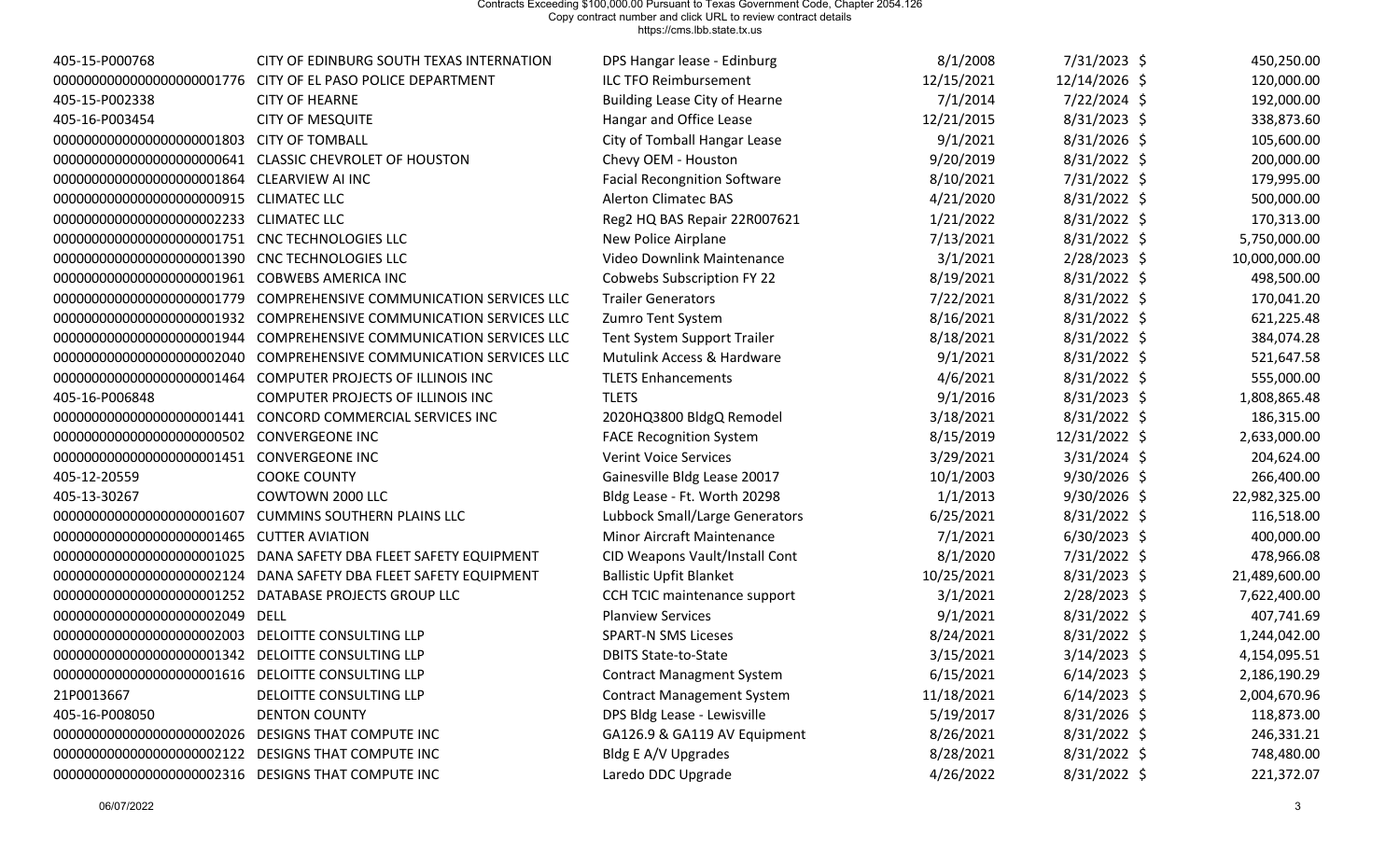| Contract Number | Vendor | Description | Start Date | End Date | Amount |
|---|---|---|---|---|---|
| 405-15-P000768 | CITY OF EDINBURG SOUTH TEXAS INTERNATION | DPS Hangar lease - Edinburg | 8/1/2008 | 7/31/2023 | $ 450,250.00 |
| 000000000000000000001776 | CITY OF EL PASO POLICE DEPARTMENT | ILC TFO Reimbursement | 12/15/2021 | 12/14/2026 | $ 120,000.00 |
| 405-15-P002338 | CITY OF HEARNE | Building Lease City of Hearne | 7/1/2014 | 7/22/2024 | $ 192,000.00 |
| 405-16-P003454 | CITY OF MESQUITE | Hangar and Office Lease | 12/21/2015 | 8/31/2023 | $ 338,873.60 |
| 000000000000000000001803 | CITY OF TOMBALL | City of Tomball Hangar Lease | 9/1/2021 | 8/31/2026 | $ 105,600.00 |
| 000000000000000000000641 | CLASSIC CHEVROLET OF HOUSTON | Chevy OEM - Houston | 9/20/2019 | 8/31/2022 | $ 200,000.00 |
| 000000000000000000001864 | CLEARVIEW AI INC | Facial Recongnition Software | 8/10/2021 | 7/31/2022 | $ 179,995.00 |
| 000000000000000000000915 | CLIMATEC LLC | Alerton Climatec BAS | 4/21/2020 | 8/31/2022 | $ 500,000.00 |
| 000000000000000000002233 | CLIMATEC LLC | Reg2 HQ BAS Repair 22R007621 | 1/21/2022 | 8/31/2022 | $ 170,313.00 |
| 000000000000000000001751 | CNC TECHNOLOGIES LLC | New Police Airplane | 7/13/2021 | 8/31/2022 | $ 5,750,000.00 |
| 000000000000000000001390 | CNC TECHNOLOGIES LLC | Video Downlink Maintenance | 3/1/2021 | 2/28/2023 | $ 10,000,000.00 |
| 000000000000000000001961 | COBWEBS AMERICA INC | Cobwebs Subscription FY 22 | 8/19/2021 | 8/31/2022 | $ 498,500.00 |
| 000000000000000000001779 | COMPREHENSIVE COMMUNICATION SERVICES LLC | Trailer Generators | 7/22/2021 | 8/31/2022 | $ 170,041.20 |
| 000000000000000000001932 | COMPREHENSIVE COMMUNICATION SERVICES LLC | Zumro Tent System | 8/16/2021 | 8/31/2022 | $ 621,225.48 |
| 000000000000000000001944 | COMPREHENSIVE COMMUNICATION SERVICES LLC | Tent System Support Trailer | 8/18/2021 | 8/31/2022 | $ 384,074.28 |
| 000000000000000000002040 | COMPREHENSIVE COMMUNICATION SERVICES LLC | Mutulink Access & Hardware | 9/1/2021 | 8/31/2022 | $ 521,647.58 |
| 000000000000000000001464 | COMPUTER PROJECTS OF ILLINOIS INC | TLETS Enhancements | 4/6/2021 | 8/31/2022 | $ 555,000.00 |
| 405-16-P006848 | COMPUTER PROJECTS OF ILLINOIS INC | TLETS | 9/1/2016 | 8/31/2023 | $ 1,808,865.48 |
| 000000000000000000001441 | CONCORD COMMERCIAL SERVICES INC | 2020HQ3800 BldgQ Remodel | 3/18/2021 | 8/31/2022 | $ 186,315.00 |
| 000000000000000000000502 | CONVERGEONE INC | FACE Recognition System | 8/15/2019 | 12/31/2022 | $ 2,633,000.00 |
| 000000000000000000001451 | CONVERGEONE INC | Verint Voice Services | 3/29/2021 | 3/31/2024 | $ 204,624.00 |
| 405-12-20559 | COOKE COUNTY | Gainesville Bldg Lease 20017 | 10/1/2003 | 9/30/2026 | $ 266,400.00 |
| 405-13-30267 | COWTOWN 2000 LLC | Bldg Lease - Ft. Worth 20298 | 1/1/2013 | 9/30/2026 | $ 22,982,325.00 |
| 000000000000000000001607 | CUMMINS SOUTHERN PLAINS LLC | Lubbock Small/Large Generators | 6/25/2021 | 8/31/2022 | $ 116,518.00 |
| 000000000000000000001465 | CUTTER AVIATION | Minor Aircraft Maintenance | 7/1/2021 | 6/30/2023 | $ 400,000.00 |
| 000000000000000000001025 | DANA SAFETY DBA FLEET SAFETY EQUIPMENT | CID Weapons Vault/Install Cont | 8/1/2020 | 7/31/2022 | $ 478,966.08 |
| 000000000000000000002124 | DANA SAFETY DBA FLEET SAFETY EQUIPMENT | Ballistic Upfit Blanket | 10/25/2021 | 8/31/2023 | $ 21,489,600.00 |
| 000000000000000000001252 | DATABASE PROJECTS GROUP LLC | CCH TCIC maintenance support | 3/1/2021 | 2/28/2023 | $ 7,622,400.00 |
| 000000000000000000002049 | DELL | Planview Services | 9/1/2021 | 8/31/2022 | $ 407,741.69 |
| 000000000000000000002003 | DELOITTE CONSULTING LLP | SPART-N SMS Liceses | 8/24/2021 | 8/31/2022 | $ 1,244,042.00 |
| 000000000000000000001342 | DELOITTE CONSULTING LLP | DBITS State-to-State | 3/15/2021 | 3/14/2023 | $ 4,154,095.51 |
| 000000000000000000001616 | DELOITTE CONSULTING LLP | Contract Managment System | 6/15/2021 | 6/14/2023 | $ 2,186,190.29 |
| 21P0013667 | DELOITTE CONSULTING LLP | Contract Management System | 11/18/2021 | 6/14/2023 | $ 2,004,670.96 |
| 405-16-P008050 | DENTON COUNTY | DPS Bldg Lease - Lewisville | 5/19/2017 | 8/31/2026 | $ 118,873.00 |
| 000000000000000000002026 | DESIGNS THAT COMPUTE INC | GA126.9 & GA119 AV Equipment | 8/26/2021 | 8/31/2022 | $ 246,331.21 |
| 000000000000000000002122 | DESIGNS THAT COMPUTE INC | Bldg E A/V Upgrades | 8/28/2021 | 8/31/2022 | $ 748,480.00 |
| 000000000000000000002316 | DESIGNS THAT COMPUTE INC | Laredo DDC Upgrade | 4/26/2022 | 8/31/2022 | $ 221,372.07 |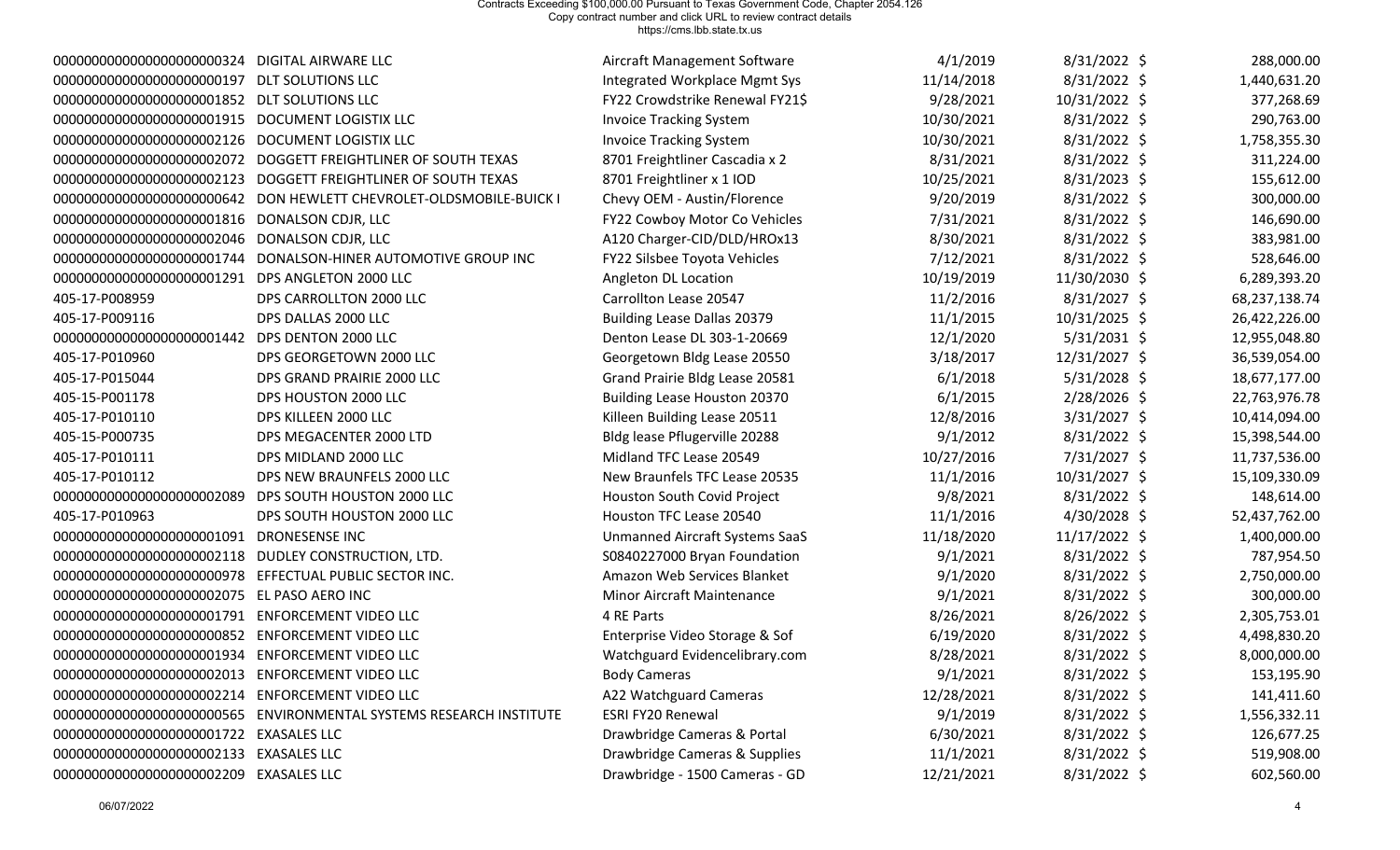| | | | | | |
|---|---|---|---|---|---|
| 0000000000000000000000324 | DIGITAL AIRWARE LLC | Aircraft Management Software | 4/1/2019 | 8/31/2022 | $ 288,000.00 |
| 0000000000000000000000197 | DLT SOLUTIONS LLC | Integrated Workplace Mgmt Sys | 11/14/2018 | 8/31/2022 | $ 1,440,631.20 |
| 0000000000000000000001852 | DLT SOLUTIONS LLC | FY22 Crowdstrike Renewal FY21$ | 9/28/2021 | 10/31/2022 | $ 377,268.69 |
| 0000000000000000000001915 | DOCUMENT LOGISTIX LLC | Invoice Tracking System | 10/30/2021 | 8/31/2022 | $ 290,763.00 |
| 0000000000000000000002126 | DOCUMENT LOGISTIX LLC | Invoice Tracking System | 10/30/2021 | 8/31/2022 | $ 1,758,355.30 |
| 0000000000000000000002072 | DOGGETT FREIGHTLINER OF SOUTH TEXAS | 8701 Freightliner Cascadia x 2 | 8/31/2021 | 8/31/2022 | $ 311,224.00 |
| 0000000000000000000002123 | DOGGETT FREIGHTLINER OF SOUTH TEXAS | 8701 Freightliner x 1 IOD | 10/25/2021 | 8/31/2023 | $ 155,612.00 |
| 0000000000000000000000642 | DON HEWLETT CHEVROLET-OLDSMOBILE-BUICK I | Chevy OEM - Austin/Florence | 9/20/2019 | 8/31/2022 | $ 300,000.00 |
| 0000000000000000000001816 | DONALSON CDJR, LLC | FY22 Cowboy Motor Co Vehicles | 7/31/2021 | 8/31/2022 | $ 146,690.00 |
| 0000000000000000000002046 | DONALSON CDJR, LLC | A120 Charger-CID/DLD/HROx13 | 8/30/2021 | 8/31/2022 | $ 383,981.00 |
| 0000000000000000000001744 | DONALSON-HINER AUTOMOTIVE GROUP INC | FY22 Silsbee Toyota Vehicles | 7/12/2021 | 8/31/2022 | $ 528,646.00 |
| 0000000000000000000001291 | DPS ANGLETON 2000 LLC | Angleton DL Location | 10/19/2019 | 11/30/2030 | $ 6,289,393.20 |
| 405-17-P008959 | DPS CARROLLTON 2000 LLC | Carrollton Lease 20547 | 11/2/2016 | 8/31/2027 | $ 68,237,138.74 |
| 405-17-P009116 | DPS DALLAS 2000 LLC | Building Lease Dallas 20379 | 11/1/2015 | 10/31/2025 | $ 26,422,226.00 |
| 0000000000000000000001442 | DPS DENTON 2000 LLC | Denton Lease DL 303-1-20669 | 12/1/2020 | 5/31/2031 | $ 12,955,048.80 |
| 405-17-P010960 | DPS GEORGETOWN 2000 LLC | Georgetown Bldg Lease 20550 | 3/18/2017 | 12/31/2027 | $ 36,539,054.00 |
| 405-17-P015044 | DPS GRAND PRAIRIE 2000 LLC | Grand Prairie Bldg Lease 20581 | 6/1/2018 | 5/31/2028 | $ 18,677,177.00 |
| 405-15-P001178 | DPS HOUSTON 2000 LLC | Building Lease Houston 20370 | 6/1/2015 | 2/28/2026 | $ 22,763,976.78 |
| 405-17-P010110 | DPS KILLEEN 2000 LLC | Killeen Building Lease 20511 | 12/8/2016 | 3/31/2027 | $ 10,414,094.00 |
| 405-15-P000735 | DPS MEGACENTER 2000 LTD | Bldg lease Pflugerville 20288 | 9/1/2012 | 8/31/2022 | $ 15,398,544.00 |
| 405-17-P010111 | DPS MIDLAND 2000 LLC | Midland TFC Lease 20549 | 10/27/2016 | 7/31/2027 | $ 11,737,536.00 |
| 405-17-P010112 | DPS NEW BRAUNFELS 2000 LLC | New Braunfels TFC Lease 20535 | 11/1/2016 | 10/31/2027 | $ 15,109,330.09 |
| 0000000000000000000002089 | DPS SOUTH HOUSTON 2000 LLC | Houston South Covid Project | 9/8/2021 | 8/31/2022 | $ 148,614.00 |
| 405-17-P010963 | DPS SOUTH HOUSTON 2000 LLC | Houston TFC Lease 20540 | 11/1/2016 | 4/30/2028 | $ 52,437,762.00 |
| 0000000000000000000001091 | DRONESENSE INC | Unmanned Aircraft Systems SaaS | 11/18/2020 | 11/17/2022 | $ 1,400,000.00 |
| 0000000000000000000002118 | DUDLEY CONSTRUCTION, LTD. | S0840227000 Bryan Foundation | 9/1/2021 | 8/31/2022 | $ 787,954.50 |
| 0000000000000000000000978 | EFFECTUAL PUBLIC SECTOR INC. | Amazon Web Services Blanket | 9/1/2020 | 8/31/2022 | $ 2,750,000.00 |
| 0000000000000000000002075 | EL PASO AERO INC | Minor Aircraft Maintenance | 9/1/2021 | 8/31/2022 | $ 300,000.00 |
| 0000000000000000000001791 | ENFORCEMENT VIDEO LLC | 4 RE Parts | 8/26/2021 | 8/26/2022 | $ 2,305,753.01 |
| 0000000000000000000000852 | ENFORCEMENT VIDEO LLC | Enterprise Video Storage & Sof | 6/19/2020 | 8/31/2022 | $ 4,498,830.20 |
| 0000000000000000000001934 | ENFORCEMENT VIDEO LLC | Watchguard Evidencelibrary.com | 8/28/2021 | 8/31/2022 | $ 8,000,000.00 |
| 0000000000000000000002013 | ENFORCEMENT VIDEO LLC | Body Cameras | 9/1/2021 | 8/31/2022 | $ 153,195.90 |
| 0000000000000000000002214 | ENFORCEMENT VIDEO LLC | A22 Watchguard Cameras | 12/28/2021 | 8/31/2022 | $ 141,411.60 |
| 0000000000000000000000565 | ENVIRONMENTAL SYSTEMS RESEARCH INSTITUTE | ESRI FY20 Renewal | 9/1/2019 | 8/31/2022 | $ 1,556,332.11 |
| 0000000000000000000001722 | EXASALES LLC | Drawbridge Cameras & Portal | 6/30/2021 | 8/31/2022 | $ 126,677.25 |
| 0000000000000000000002133 | EXASALES LLC | Drawbridge Cameras & Supplies | 11/1/2021 | 8/31/2022 | $ 519,908.00 |
| 0000000000000000000002209 | EXASALES LLC | Drawbridge - 1500 Cameras - GD | 12/21/2021 | 8/31/2022 | $ 602,560.00 |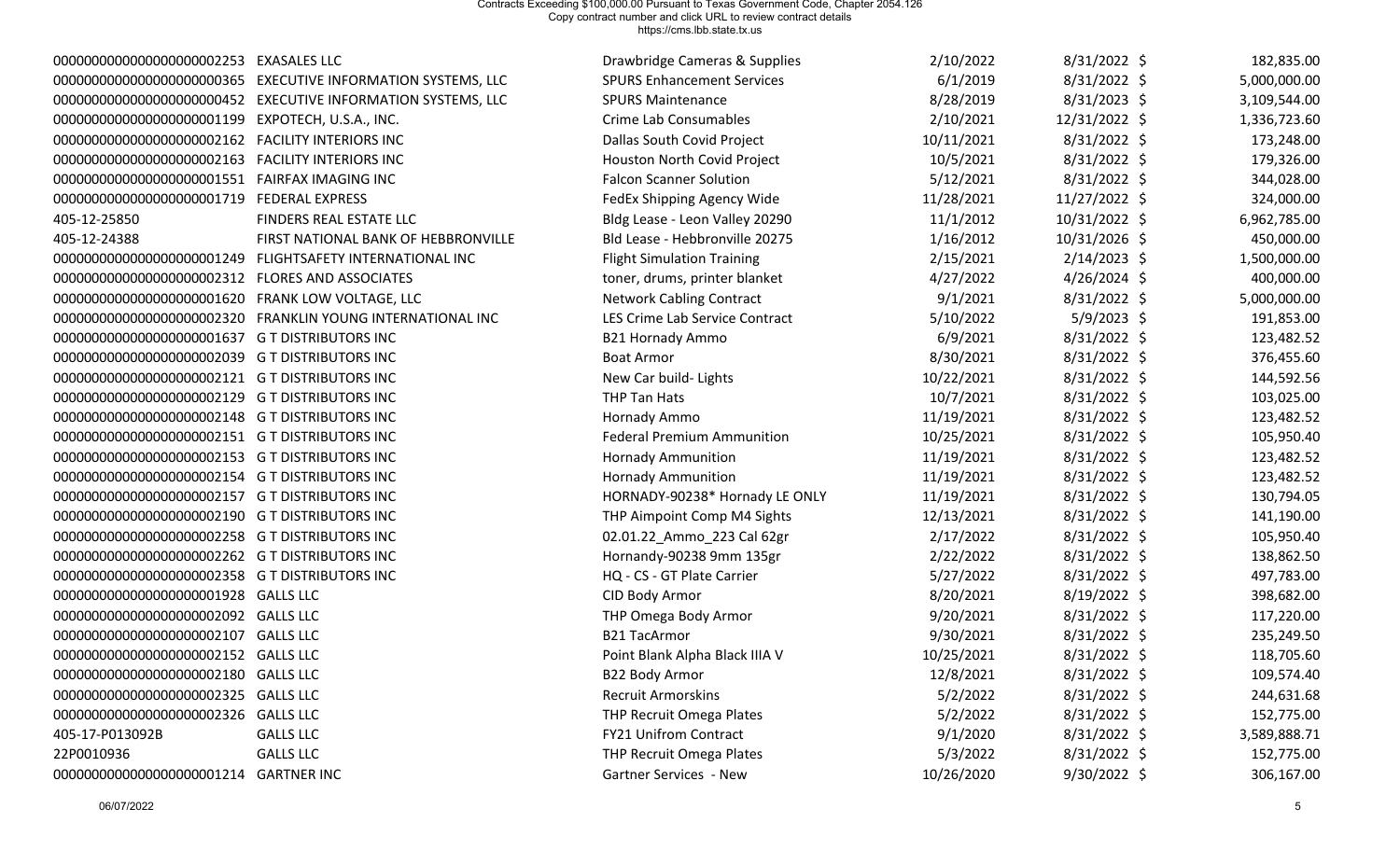Contracts Exceeding $100,000.00 Pursuant to Texas Government Code, Chapter 2054.126
Copy contract number and click URL to review contract details
https://cms.lbb.state.tx.us

| | | | | | |
|---|---|---|---|---|---|
| 000000000000000000002253 | EXASALES LLC | Drawbridge Cameras & Supplies | 2/10/2022 | 8/31/2022 | $ 182,835.00 |
| 000000000000000000000365 | EXECUTIVE INFORMATION SYSTEMS, LLC | SPURS Enhancement Services | 6/1/2019 | 8/31/2022 | $ 5,000,000.00 |
| 000000000000000000000452 | EXECUTIVE INFORMATION SYSTEMS, LLC | SPURS Maintenance | 8/28/2019 | 8/31/2023 | $ 3,109,544.00 |
| 000000000000000000001199 | EXPOTECH, U.S.A., INC. | Crime Lab Consumables | 2/10/2021 | 12/31/2022 | $ 1,336,723.60 |
| 000000000000000000002162 | FACILITY INTERIORS INC | Dallas South Covid Project | 10/11/2021 | 8/31/2022 | $ 173,248.00 |
| 000000000000000000002163 | FACILITY INTERIORS INC | Houston North Covid Project | 10/5/2021 | 8/31/2022 | $ 179,326.00 |
| 000000000000000000001551 | FAIRFAX IMAGING INC | Falcon Scanner Solution | 5/12/2021 | 8/31/2022 | $ 344,028.00 |
| 000000000000000000001719 | FEDERAL EXPRESS | FedEx Shipping Agency Wide | 11/28/2021 | 11/27/2022 | $ 324,000.00 |
| 405-12-25850 | FINDERS REAL ESTATE LLC | Bldg Lease - Leon Valley 20290 | 11/1/2012 | 10/31/2022 | $ 6,962,785.00 |
| 405-12-24388 | FIRST NATIONAL BANK OF HEBBRONVILLE | Bld Lease - Hebbronville 20275 | 1/16/2012 | 10/31/2026 | $ 450,000.00 |
| 000000000000000000001249 | FLIGHTSAFETY INTERNATIONAL INC | Flight Simulation Training | 2/15/2021 | 2/14/2023 | $ 1,500,000.00 |
| 000000000000000000002312 | FLORES AND ASSOCIATES | toner, drums, printer blanket | 4/27/2022 | 4/26/2024 | $ 400,000.00 |
| 000000000000000000001620 | FRANK LOW VOLTAGE, LLC | Network Cabling Contract | 9/1/2021 | 8/31/2022 | $ 5,000,000.00 |
| 000000000000000000002320 | FRANKLIN YOUNG INTERNATIONAL INC | LES Crime Lab Service Contract | 5/10/2022 | 5/9/2023 | $ 191,853.00 |
| 000000000000000000001637 | G T DISTRIBUTORS INC | B21 Hornady Ammo | 6/9/2021 | 8/31/2022 | $ 123,482.52 |
| 000000000000000000002039 | G T DISTRIBUTORS INC | Boat Armor | 8/30/2021 | 8/31/2022 | $ 376,455.60 |
| 000000000000000000002121 | G T DISTRIBUTORS INC | New Car build- Lights | 10/22/2021 | 8/31/2022 | $ 144,592.56 |
| 000000000000000000002129 | G T DISTRIBUTORS INC | THP Tan Hats | 10/7/2021 | 8/31/2022 | $ 103,025.00 |
| 000000000000000000002148 | G T DISTRIBUTORS INC | Hornady Ammo | 11/19/2021 | 8/31/2022 | $ 123,482.52 |
| 000000000000000000002151 | G T DISTRIBUTORS INC | Federal Premium Ammunition | 10/25/2021 | 8/31/2022 | $ 105,950.40 |
| 000000000000000000002153 | G T DISTRIBUTORS INC | Hornady Ammunition | 11/19/2021 | 8/31/2022 | $ 123,482.52 |
| 000000000000000000002154 | G T DISTRIBUTORS INC | Hornady Ammunition | 11/19/2021 | 8/31/2022 | $ 123,482.52 |
| 000000000000000000002157 | G T DISTRIBUTORS INC | HORNADY-90238* Hornady LE ONLY | 11/19/2021 | 8/31/2022 | $ 130,794.05 |
| 000000000000000000002190 | G T DISTRIBUTORS INC | THP Aimpoint Comp M4 Sights | 12/13/2021 | 8/31/2022 | $ 141,190.00 |
| 000000000000000000002258 | G T DISTRIBUTORS INC | 02.01.22_Ammo_223 Cal 62gr | 2/17/2022 | 8/31/2022 | $ 105,950.40 |
| 000000000000000000002262 | G T DISTRIBUTORS INC | Hornandy-90238 9mm 135gr | 2/22/2022 | 8/31/2022 | $ 138,862.50 |
| 000000000000000000002358 | G T DISTRIBUTORS INC | HQ - CS - GT Plate Carrier | 5/27/2022 | 8/31/2022 | $ 497,783.00 |
| 000000000000000000001928 | GALLS LLC | CID Body Armor | 8/20/2021 | 8/19/2022 | $ 398,682.00 |
| 000000000000000000002092 | GALLS LLC | THP Omega Body Armor | 9/20/2021 | 8/31/2022 | $ 117,220.00 |
| 000000000000000000002107 | GALLS LLC | B21 TacArmor | 9/30/2021 | 8/31/2022 | $ 235,249.50 |
| 000000000000000000002152 | GALLS LLC | Point Blank Alpha Black IIIA V | 10/25/2021 | 8/31/2022 | $ 118,705.60 |
| 000000000000000000002180 | GALLS LLC | B22 Body Armor | 12/8/2021 | 8/31/2022 | $ 109,574.40 |
| 000000000000000000002325 | GALLS LLC | Recruit Armorskins | 5/2/2022 | 8/31/2022 | $ 244,631.68 |
| 000000000000000000002326 | GALLS LLC | THP Recruit Omega Plates | 5/2/2022 | 8/31/2022 | $ 152,775.00 |
| 405-17-P013092B | GALLS LLC | FY21 Unifrom Contract | 9/1/2020 | 8/31/2022 | $ 3,589,888.71 |
| 22P0010936 | GALLS LLC | THP Recruit Omega Plates | 5/3/2022 | 8/31/2022 | $ 152,775.00 |
| 000000000000000000001214 | GARTNER INC | Gartner Services - New | 10/26/2020 | 9/30/2022 | $ 306,167.00 |

06/07/2022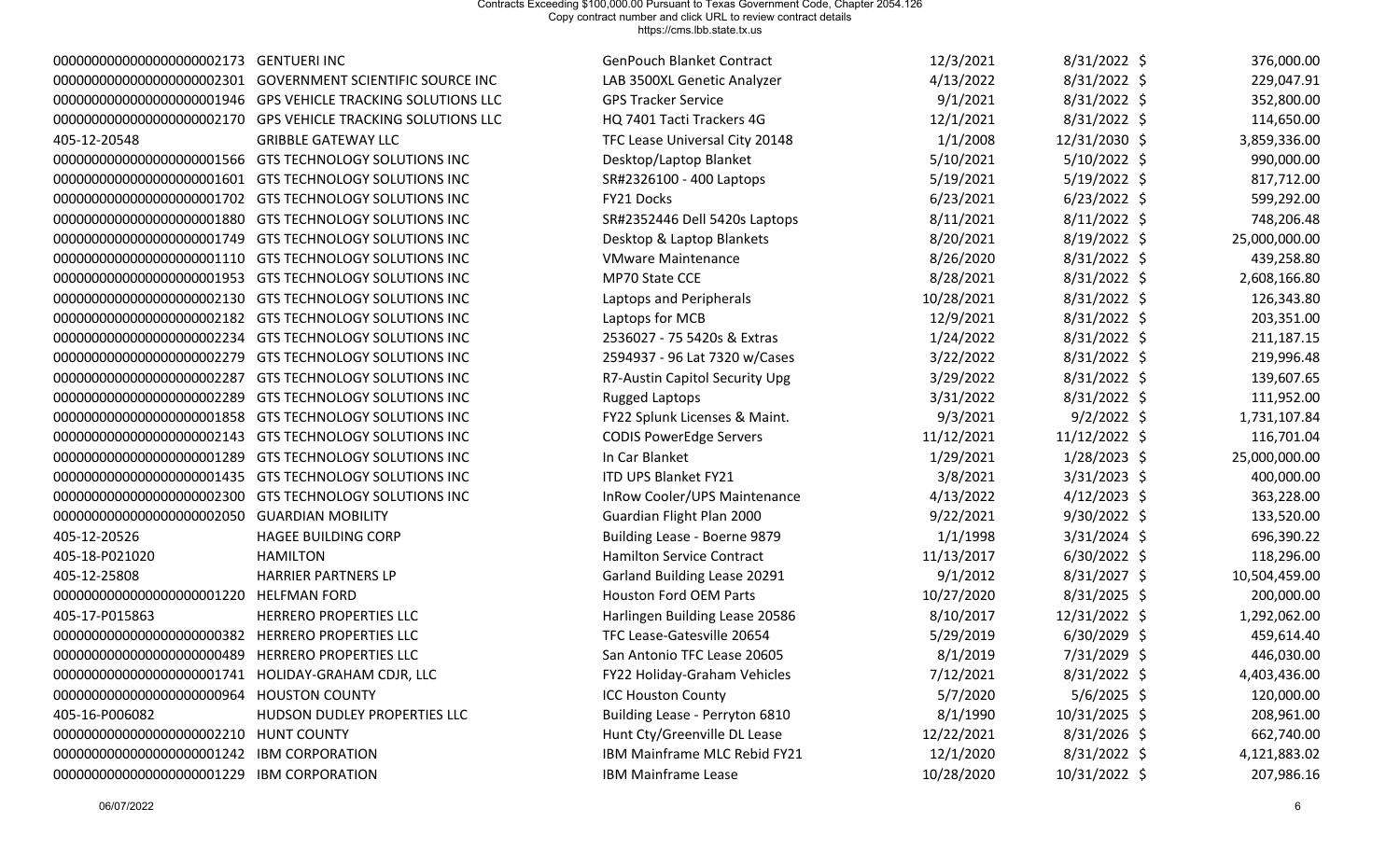Contracts Exceeding $100,000.00 Pursuant to Texas Government Code, Chapter 2054.126
Copy contract number and click URL to review contract details
https://cms.lbb.state.tx.us

| | | | | | |
|---|---|---|---|---|---|
| 0000000000000000000002173 | GENTUERI INC | GenPouch Blanket Contract | 12/3/2021 | 8/31/2022 | $ 376,000.00 |
| 0000000000000000000002301 | GOVERNMENT SCIENTIFIC SOURCE INC | LAB 3500XL Genetic Analyzer | 4/13/2022 | 8/31/2022 | $ 229,047.91 |
| 0000000000000000000001946 | GPS VEHICLE TRACKING SOLUTIONS LLC | GPS Tracker Service | 9/1/2021 | 8/31/2022 | $ 352,800.00 |
| 0000000000000000000002170 | GPS VEHICLE TRACKING SOLUTIONS LLC | HQ 7401 Tacti Trackers 4G | 12/1/2021 | 8/31/2022 | $ 114,650.00 |
| 405-12-20548 | GRIBBLE GATEWAY LLC | TFC Lease Universal City 20148 | 1/1/2008 | 12/31/2030 | $ 3,859,336.00 |
| 0000000000000000000001566 | GTS TECHNOLOGY SOLUTIONS INC | Desktop/Laptop Blanket | 5/10/2021 | 5/10/2022 | $ 990,000.00 |
| 0000000000000000000001601 | GTS TECHNOLOGY SOLUTIONS INC | SR#2326100 - 400 Laptops | 5/19/2021 | 5/19/2022 | $ 817,712.00 |
| 0000000000000000000001702 | GTS TECHNOLOGY SOLUTIONS INC | FY21 Docks | 6/23/2021 | 6/23/2022 | $ 599,292.00 |
| 0000000000000000000001880 | GTS TECHNOLOGY SOLUTIONS INC | SR#2352446 Dell 5420s Laptops | 8/11/2021 | 8/11/2022 | $ 748,206.48 |
| 0000000000000000000001749 | GTS TECHNOLOGY SOLUTIONS INC | Desktop & Laptop Blankets | 8/20/2021 | 8/19/2022 | $ 25,000,000.00 |
| 0000000000000000000001110 | GTS TECHNOLOGY SOLUTIONS INC | VMware Maintenance | 8/26/2020 | 8/31/2022 | $ 439,258.80 |
| 0000000000000000000001953 | GTS TECHNOLOGY SOLUTIONS INC | MP70 State CCE | 8/28/2021 | 8/31/2022 | $ 2,608,166.80 |
| 0000000000000000000002130 | GTS TECHNOLOGY SOLUTIONS INC | Laptops and Peripherals | 10/28/2021 | 8/31/2022 | $ 126,343.80 |
| 0000000000000000000002182 | GTS TECHNOLOGY SOLUTIONS INC | Laptops for MCB | 12/9/2021 | 8/31/2022 | $ 203,351.00 |
| 0000000000000000000002234 | GTS TECHNOLOGY SOLUTIONS INC | 2536027 - 75 5420s & Extras | 1/24/2022 | 8/31/2022 | $ 211,187.15 |
| 0000000000000000000002279 | GTS TECHNOLOGY SOLUTIONS INC | 2594937 - 96 Lat 7320 w/Cases | 3/22/2022 | 8/31/2022 | $ 219,996.48 |
| 0000000000000000000002287 | GTS TECHNOLOGY SOLUTIONS INC | R7-Austin Capitol Security Upg | 3/29/2022 | 8/31/2022 | $ 139,607.65 |
| 0000000000000000000002289 | GTS TECHNOLOGY SOLUTIONS INC | Rugged Laptops | 3/31/2022 | 8/31/2022 | $ 111,952.00 |
| 0000000000000000000001858 | GTS TECHNOLOGY SOLUTIONS INC | FY22 Splunk Licenses & Maint. | 9/3/2021 | 9/2/2022 | $ 1,731,107.84 |
| 0000000000000000000002143 | GTS TECHNOLOGY SOLUTIONS INC | CODIS PowerEdge Servers | 11/12/2021 | 11/12/2022 | $ 116,701.04 |
| 0000000000000000000001289 | GTS TECHNOLOGY SOLUTIONS INC | In Car Blanket | 1/29/2021 | 1/28/2023 | $ 25,000,000.00 |
| 0000000000000000000001435 | GTS TECHNOLOGY SOLUTIONS INC | ITD UPS Blanket FY21 | 3/8/2021 | 3/31/2023 | $ 400,000.00 |
| 0000000000000000000002300 | GTS TECHNOLOGY SOLUTIONS INC | InRow Cooler/UPS Maintenance | 4/13/2022 | 4/12/2023 | $ 363,228.00 |
| 0000000000000000000002050 | GUARDIAN MOBILITY | Guardian Flight Plan 2000 | 9/22/2021 | 9/30/2022 | $ 133,520.00 |
| 405-12-20526 | HAGEE BUILDING CORP | Building Lease - Boerne 9879 | 1/1/1998 | 3/31/2024 | $ 696,390.22 |
| 405-18-P021020 | HAMILTON | Hamilton Service Contract | 11/13/2017 | 6/30/2022 | $ 118,296.00 |
| 405-12-25808 | HARRIER PARTNERS LP | Garland Building Lease 20291 | 9/1/2012 | 8/31/2027 | $ 10,504,459.00 |
| 0000000000000000000001220 | HELFMAN FORD | Houston Ford OEM Parts | 10/27/2020 | 8/31/2025 | $ 200,000.00 |
| 405-17-P015863 | HERRERO PROPERTIES LLC | Harlingen Building Lease 20586 | 8/10/2017 | 12/31/2022 | $ 1,292,062.00 |
| 0000000000000000000000382 | HERRERO PROPERTIES LLC | TFC Lease-Gatesville 20654 | 5/29/2019 | 6/30/2029 | $ 459,614.40 |
| 0000000000000000000000489 | HERRERO PROPERTIES LLC | San Antonio TFC Lease 20605 | 8/1/2019 | 7/31/2029 | $ 446,030.00 |
| 0000000000000000000001741 | HOLIDAY-GRAHAM CDJR, LLC | FY22 Holiday-Graham Vehicles | 7/12/2021 | 8/31/2022 | $ 4,403,436.00 |
| 0000000000000000000000964 | HOUSTON COUNTY | ICC Houston County | 5/7/2020 | 5/6/2025 | $ 120,000.00 |
| 405-16-P006082 | HUDSON DUDLEY PROPERTIES LLC | Building Lease - Perryton 6810 | 8/1/1990 | 10/31/2025 | $ 208,961.00 |
| 0000000000000000000002210 | HUNT COUNTY | Hunt Cty/Greenville DL Lease | 12/22/2021 | 8/31/2026 | $ 662,740.00 |
| 0000000000000000000001242 | IBM CORPORATION | IBM Mainframe MLC Rebid FY21 | 12/1/2020 | 8/31/2022 | $ 4,121,883.02 |
| 0000000000000000000001229 | IBM CORPORATION | IBM Mainframe Lease | 10/28/2020 | 10/31/2022 | $ 207,986.16 |

06/07/2022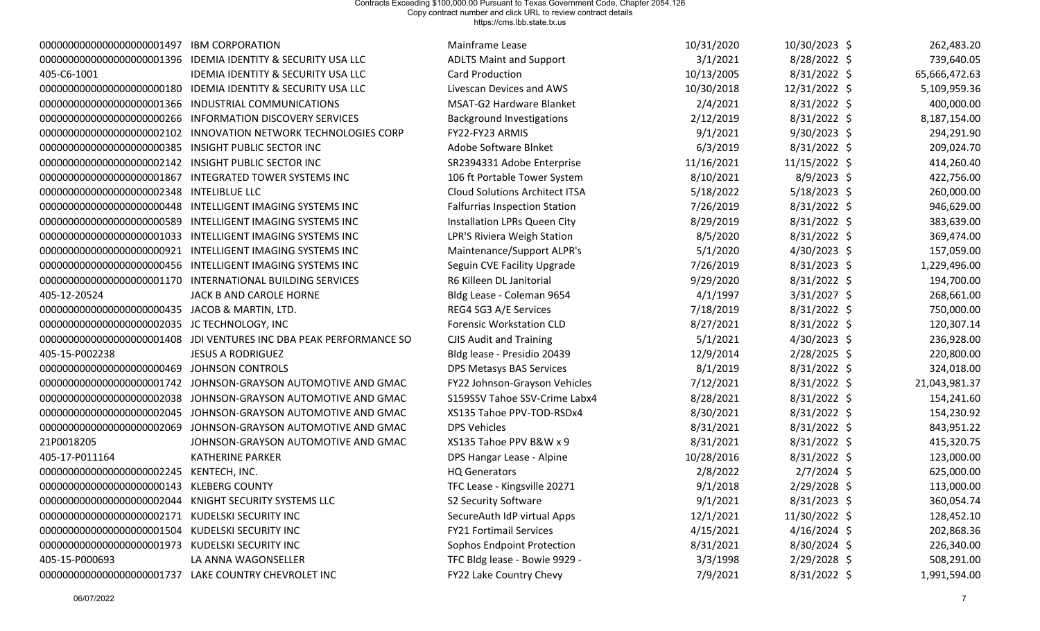Contracts Exceeding $100,000.00 Pursuant to Texas Government Code, Chapter 2054.126
Copy contract number and click URL to review contract details
https://cms.lbb.state.tx.us

| | | | | | |
|---|---|---|---|---|---|
| 0000000000000000000001497 | IBM CORPORATION | Mainframe Lease | 10/31/2020 | 10/30/2023 | $ 262,483.20 |
| 0000000000000000000001396 | IDEMIA IDENTITY & SECURITY USA LLC | ADLTS Maint and Support | 3/1/2021 | 8/28/2022 | $ 739,640.05 |
| 405-C6-1001 | IDEMIA IDENTITY & SECURITY USA LLC | Card Production | 10/13/2005 | 8/31/2022 | $ 65,666,472.63 |
| 0000000000000000000000180 | IDEMIA IDENTITY & SECURITY USA LLC | Livescan Devices and AWS | 10/30/2018 | 12/31/2022 | $ 5,109,959.36 |
| 0000000000000000000001366 | INDUSTRIAL COMMUNICATIONS | MSAT-G2 Hardware Blanket | 2/4/2021 | 8/31/2022 | $ 400,000.00 |
| 0000000000000000000000266 | INFORMATION DISCOVERY SERVICES | Background Investigations | 2/12/2019 | 8/31/2022 | $ 8,187,154.00 |
| 0000000000000000000002102 | INNOVATION NETWORK TECHNOLOGIES CORP | FY22-FY23 ARMIS | 9/1/2021 | 9/30/2023 | $ 294,291.90 |
| 0000000000000000000000385 | INSIGHT PUBLIC SECTOR INC | Adobe Software Blnket | 6/3/2019 | 8/31/2022 | $ 209,024.70 |
| 0000000000000000000002142 | INSIGHT PUBLIC SECTOR INC | SR2394331 Adobe Enterprise | 11/16/2021 | 11/15/2022 | $ 414,260.40 |
| 0000000000000000000001867 | INTEGRATED TOWER SYSTEMS INC | 106 ft Portable Tower System | 8/10/2021 | 8/9/2023 | $ 422,756.00 |
| 0000000000000000000002348 | INTELIBLUE LLC | Cloud Solutions Architect ITSA | 5/18/2022 | 5/18/2023 | $ 260,000.00 |
| 0000000000000000000000448 | INTELLIGENT IMAGING SYSTEMS INC | Falfurrias Inspection Station | 7/26/2019 | 8/31/2022 | $ 946,629.00 |
| 0000000000000000000000589 | INTELLIGENT IMAGING SYSTEMS INC | Installation LPRs Queen City | 8/29/2019 | 8/31/2022 | $ 383,639.00 |
| 0000000000000000000001033 | INTELLIGENT IMAGING SYSTEMS INC | LPR'S Riviera Weigh Station | 8/5/2020 | 8/31/2022 | $ 369,474.00 |
| 0000000000000000000000921 | INTELLIGENT IMAGING SYSTEMS INC | Maintenance/Support ALPR's | 5/1/2020 | 4/30/2023 | $ 157,059.00 |
| 0000000000000000000000456 | INTELLIGENT IMAGING SYSTEMS INC | Seguin CVE Facility Upgrade | 7/26/2019 | 8/31/2023 | $ 1,229,496.00 |
| 0000000000000000000001170 | INTERNATIONAL BUILDING SERVICES | R6 Killeen DL Janitorial | 9/29/2020 | 8/31/2022 | $ 194,700.00 |
| 405-12-20524 | JACK B AND CAROLE HORNE | Bldg Lease - Coleman 9654 | 4/1/1997 | 3/31/2027 | $ 268,661.00 |
| 0000000000000000000000435 | JACOB & MARTIN, LTD. | REG4 SG3 A/E Services | 7/18/2019 | 8/31/2022 | $ 750,000.00 |
| 0000000000000000000002035 | JC TECHNOLOGY, INC | Forensic Workstation CLD | 8/27/2021 | 8/31/2022 | $ 120,307.14 |
| 0000000000000000000001408 | JDI VENTURES INC DBA PEAK PERFORMANCE SO | CJIS Audit and Training | 5/1/2021 | 4/30/2023 | $ 236,928.00 |
| 405-15-P002238 | JESUS A RODRIGUEZ | Bldg lease - Presidio 20439 | 12/9/2014 | 2/28/2025 | $ 220,800.00 |
| 0000000000000000000000469 | JOHNSON CONTROLS | DPS Metasys BAS Services | 8/1/2019 | 8/31/2022 | $ 324,018.00 |
| 0000000000000000000001742 | JOHNSON-GRAYSON AUTOMOTIVE AND GMAC | FY22 Johnson-Grayson Vehicles | 7/12/2021 | 8/31/2022 | $ 21,043,981.37 |
| 0000000000000000000002038 | JOHNSON-GRAYSON AUTOMOTIVE AND GMAC | S159SSV Tahoe SSV-Crime Labx4 | 8/28/2021 | 8/31/2022 | $ 154,241.60 |
| 0000000000000000000002045 | JOHNSON-GRAYSON AUTOMOTIVE AND GMAC | XS135 Tahoe PPV-TOD-RSDx4 | 8/30/2021 | 8/31/2022 | $ 154,230.92 |
| 0000000000000000000002069 | JOHNSON-GRAYSON AUTOMOTIVE AND GMAC | DPS Vehicles | 8/31/2021 | 8/31/2022 | $ 843,951.22 |
| 21P0018205 | JOHNSON-GRAYSON AUTOMOTIVE AND GMAC | XS135 Tahoe PPV B&W x 9 | 8/31/2021 | 8/31/2022 | $ 415,320.75 |
| 405-17-P011164 | KATHERINE PARKER | DPS Hangar Lease - Alpine | 10/28/2016 | 8/31/2022 | $ 123,000.00 |
| 0000000000000000000002245 | KENTECH, INC. | HQ Generators | 2/8/2022 | 2/7/2024 | $ 625,000.00 |
| 0000000000000000000000143 | KLEBERG COUNTY | TFC Lease - Kingsville 20271 | 9/1/2018 | 2/29/2028 | $ 113,000.00 |
| 0000000000000000000002044 | KNIGHT SECURITY SYSTEMS LLC | S2 Security Software | 9/1/2021 | 8/31/2023 | $ 360,054.74 |
| 0000000000000000000002171 | KUDELSKI SECURITY INC | SecureAuth IdP virtual Apps | 12/1/2021 | 11/30/2022 | $ 128,452.10 |
| 0000000000000000000001504 | KUDELSKI SECURITY INC | FY21 Fortimail Services | 4/15/2021 | 4/16/2024 | $ 202,868.36 |
| 0000000000000000000001973 | KUDELSKI SECURITY INC | Sophos Endpoint Protection | 8/31/2021 | 8/30/2024 | $ 226,340.00 |
| 405-15-P000693 | LA ANNA WAGONSELLER | TFC Bldg lease - Bowie 9929 - | 3/3/1998 | 2/29/2028 | $ 508,291.00 |
| 0000000000000000000001737 | LAKE COUNTRY CHEVROLET INC | FY22 Lake Country Chevy | 7/9/2021 | 8/31/2022 | $ 1,991,594.00 |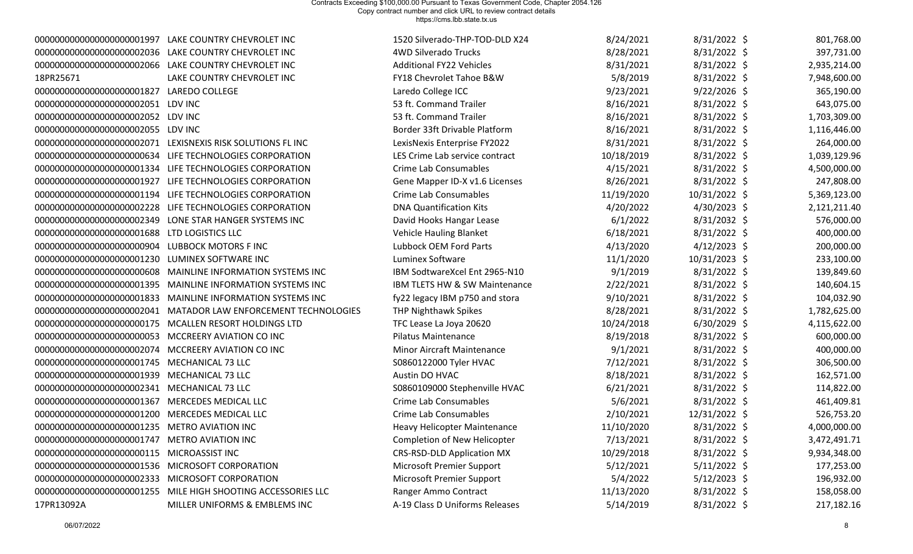Contracts Exceeding $100,000.00 Pursuant to Texas Government Code, Chapter 2054.126
Copy contract number and click URL to review contract details
https://cms.lbb.state.tx.us

| | | | | | |
|---|---|---|---|---|---|
| 0000000000000000000001997 | LAKE COUNTRY CHEVROLET INC | 1520 Silverado-THP-TOD-DLD X24 | 8/24/2021 | 8/31/2022 | $ 801,768.00 |
| 0000000000000000000002036 | LAKE COUNTRY CHEVROLET INC | 4WD Silverado Trucks | 8/28/2021 | 8/31/2022 | $ 397,731.00 |
| 0000000000000000000002066 | LAKE COUNTRY CHEVROLET INC | Additional FY22 Vehicles | 8/31/2021 | 8/31/2022 | $ 2,935,214.00 |
| 18PR25671 | LAKE COUNTRY CHEVROLET INC | FY18 Chevrolet Tahoe B&W | 5/8/2019 | 8/31/2022 | $ 7,948,600.00 |
| 0000000000000000000001827 | LAREDO COLLEGE | Laredo College ICC | 9/23/2021 | 9/22/2026 | $ 365,190.00 |
| 0000000000000000000002051 | LDV INC | 53 ft. Command Trailer | 8/16/2021 | 8/31/2022 | $ 643,075.00 |
| 0000000000000000000002052 | LDV INC | 53 ft. Command Trailer | 8/16/2021 | 8/31/2022 | $ 1,703,309.00 |
| 0000000000000000000002055 | LDV INC | Border 33ft Drivable Platform | 8/16/2021 | 8/31/2022 | $ 1,116,446.00 |
| 0000000000000000000002071 | LEXISNEXIS RISK SOLUTIONS FL INC | LexisNexis Enterprise FY2022 | 8/31/2021 | 8/31/2022 | $ 264,000.00 |
| 0000000000000000000000634 | LIFE TECHNOLOGIES CORPORATION | LES Crime Lab service contract | 10/18/2019 | 8/31/2022 | $ 1,039,129.96 |
| 0000000000000000000001334 | LIFE TECHNOLOGIES CORPORATION | Crime Lab Consumables | 4/15/2021 | 8/31/2022 | $ 4,500,000.00 |
| 0000000000000000000001927 | LIFE TECHNOLOGIES CORPORATION | Gene Mapper ID-X v1.6 Licenses | 8/26/2021 | 8/31/2022 | $ 247,808.00 |
| 0000000000000000000001194 | LIFE TECHNOLOGIES CORPORATION | Crime Lab Consumables | 11/19/2020 | 10/31/2022 | $ 5,369,123.00 |
| 0000000000000000000002228 | LIFE TECHNOLOGIES CORPORATION | DNA Quantification Kits | 4/20/2022 | 4/30/2023 | $ 2,121,211.40 |
| 0000000000000000000002349 | LONE STAR HANGER SYSTEMS INC | David Hooks Hangar Lease | 6/1/2022 | 8/31/2032 | $ 576,000.00 |
| 0000000000000000000001688 | LTD LOGISTICS LLC | Vehicle Hauling Blanket | 6/18/2021 | 8/31/2022 | $ 400,000.00 |
| 0000000000000000000000904 | LUBBOCK MOTORS F INC | Lubbock OEM Ford Parts | 4/13/2020 | 4/12/2023 | $ 200,000.00 |
| 0000000000000000000001230 | LUMINEX SOFTWARE INC | Luminex Software | 11/1/2020 | 10/31/2023 | $ 233,100.00 |
| 0000000000000000000000608 | MAINLINE INFORMATION SYSTEMS INC | IBM SodtwareXcel Ent 2965-N10 | 9/1/2019 | 8/31/2022 | $ 139,849.60 |
| 0000000000000000000001395 | MAINLINE INFORMATION SYSTEMS INC | IBM TLETS HW & SW Maintenance | 2/22/2021 | 8/31/2022 | $ 140,604.15 |
| 0000000000000000000001833 | MAINLINE INFORMATION SYSTEMS INC | fy22 legacy IBM p750 and stora | 9/10/2021 | 8/31/2022 | $ 104,032.90 |
| 0000000000000000000002041 | MATADOR LAW ENFORCEMENT TECHNOLOGIES | THP Nighthawk Spikes | 8/28/2021 | 8/31/2022 | $ 1,782,625.00 |
| 0000000000000000000000175 | MCALLEN RESORT HOLDINGS LTD | TFC Lease La Joya 20620 | 10/24/2018 | 6/30/2029 | $ 4,115,622.00 |
| 0000000000000000000000053 | MCCREERY AVIATION CO INC | Pilatus Maintenance | 8/19/2018 | 8/31/2022 | $ 600,000.00 |
| 0000000000000000000002074 | MCCREERY AVIATION CO INC | Minor Aircraft Maintenance | 9/1/2021 | 8/31/2022 | $ 400,000.00 |
| 0000000000000000000001745 | MECHANICAL 73 LLC | S0860122000 Tyler HVAC | 7/12/2021 | 8/31/2022 | $ 306,500.00 |
| 0000000000000000000001939 | MECHANICAL 73 LLC | Austin DO HVAC | 8/18/2021 | 8/31/2022 | $ 162,571.00 |
| 0000000000000000000002341 | MECHANICAL 73 LLC | S0860109000 Stephenville HVAC | 6/21/2021 | 8/31/2022 | $ 114,822.00 |
| 0000000000000000000001367 | MERCEDES MEDICAL LLC | Crime Lab Consumables | 5/6/2021 | 8/31/2022 | $ 461,409.81 |
| 0000000000000000000001200 | MERCEDES MEDICAL LLC | Crime Lab Consumables | 2/10/2021 | 12/31/2022 | $ 526,753.20 |
| 0000000000000000000001235 | METRO AVIATION INC | Heavy Helicopter Maintenance | 11/10/2020 | 8/31/2022 | $ 4,000,000.00 |
| 0000000000000000000001747 | METRO AVIATION INC | Completion of New Helicopter | 7/13/2021 | 8/31/2022 | $ 3,472,491.71 |
| 0000000000000000000000115 | MICROASSIST INC | CRS-RSD-DLD Application MX | 10/29/2018 | 8/31/2022 | $ 9,934,348.00 |
| 0000000000000000000001536 | MICROSOFT CORPORATION | Microsoft Premier Support | 5/12/2021 | 5/11/2022 | $ 177,253.00 |
| 0000000000000000000002333 | MICROSOFT CORPORATION | Microsoft Premier Support | 5/4/2022 | 5/12/2023 | $ 196,932.00 |
| 0000000000000000000001255 | MILE HIGH SHOOTING ACCESSORIES LLC | Ranger Ammo Contract | 11/13/2020 | 8/31/2022 | $ 158,058.00 |
| 17PR13092A | MILLER UNIFORMS & EMBLEMS INC | A-19 Class D Uniforms Releases | 5/14/2019 | 8/31/2022 | $ 217,182.16 |

06/07/2022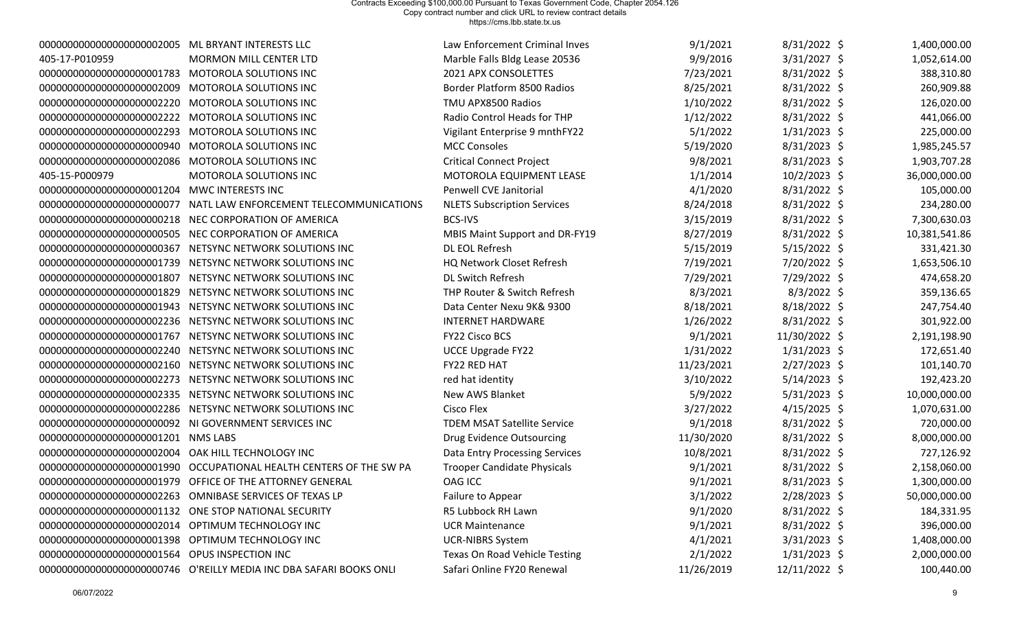| | | | | | |
|---|---|---|---|---|---|
| 0000000000000000000002005 | ML BRYANT INTERESTS LLC | Law Enforcement Criminal Inves | 9/1/2021 | 8/31/2022 | $ 1,400,000.00 |
| 405-17-P010959 | MORMON MILL CENTER LTD | Marble Falls Bldg Lease 20536 | 9/9/2016 | 3/31/2027 | $ 1,052,614.00 |
| 0000000000000000000001783 | MOTOROLA SOLUTIONS INC | 2021 APX CONSOLETTES | 7/23/2021 | 8/31/2022 | $ 388,310.80 |
| 0000000000000000000002009 | MOTOROLA SOLUTIONS INC | Border Platform 8500 Radios | 8/25/2021 | 8/31/2022 | $ 260,909.88 |
| 0000000000000000000002220 | MOTOROLA SOLUTIONS INC | TMU APX8500 Radios | 1/10/2022 | 8/31/2022 | $ 126,020.00 |
| 0000000000000000000002222 | MOTOROLA SOLUTIONS INC | Radio Control Heads for THP | 1/12/2022 | 8/31/2022 | $ 441,066.00 |
| 0000000000000000000002293 | MOTOROLA SOLUTIONS INC | Vigilant Enterprise 9 mnthFY22 | 5/1/2022 | 1/31/2023 | $ 225,000.00 |
| 0000000000000000000000940 | MOTOROLA SOLUTIONS INC | MCC Consoles | 5/19/2020 | 8/31/2023 | $ 1,985,245.57 |
| 0000000000000000000002086 | MOTOROLA SOLUTIONS INC | Critical Connect Project | 9/8/2021 | 8/31/2023 | $ 1,903,707.28 |
| 405-15-P000979 | MOTOROLA SOLUTIONS INC | MOTOROLA EQUIPMENT LEASE | 1/1/2014 | 10/2/2023 | $ 36,000,000.00 |
| 0000000000000000000001204 | MWC INTERESTS INC | Penwell CVE Janitorial | 4/1/2020 | 8/31/2022 | $ 105,000.00 |
| 0000000000000000000000077 | NATL LAW ENFORCEMENT TELECOMMUNICATIONS | NLETS Subscription Services | 8/24/2018 | 8/31/2022 | $ 234,280.00 |
| 0000000000000000000000218 | NEC CORPORATION OF AMERICA | BCS-IVS | 3/15/2019 | 8/31/2022 | $ 7,300,630.03 |
| 0000000000000000000000505 | NEC CORPORATION OF AMERICA | MBIS Maint Support and DR-FY19 | 8/27/2019 | 8/31/2022 | $ 10,381,541.86 |
| 0000000000000000000000367 | NETSYNC NETWORK SOLUTIONS INC | DL EOL Refresh | 5/15/2019 | 5/15/2022 | $ 331,421.30 |
| 0000000000000000000001739 | NETSYNC NETWORK SOLUTIONS INC | HQ Network Closet Refresh | 7/19/2021 | 7/20/2022 | $ 1,653,506.10 |
| 0000000000000000000001807 | NETSYNC NETWORK SOLUTIONS INC | DL Switch Refresh | 7/29/2021 | 7/29/2022 | $ 474,658.20 |
| 0000000000000000000001829 | NETSYNC NETWORK SOLUTIONS INC | THP Router & Switch Refresh | 8/3/2021 | 8/3/2022 | $ 359,136.65 |
| 0000000000000000000001943 | NETSYNC NETWORK SOLUTIONS INC | Data Center Nexu 9K& 9300 | 8/18/2021 | 8/18/2022 | $ 247,754.40 |
| 0000000000000000000002236 | NETSYNC NETWORK SOLUTIONS INC | INTERNET HARDWARE | 1/26/2022 | 8/31/2022 | $ 301,922.00 |
| 0000000000000000000001767 | NETSYNC NETWORK SOLUTIONS INC | FY22 Cisco BCS | 9/1/2021 | 11/30/2022 | $ 2,191,198.90 |
| 0000000000000000000002240 | NETSYNC NETWORK SOLUTIONS INC | UCCE Upgrade FY22 | 1/31/2022 | 1/31/2023 | $ 172,651.40 |
| 0000000000000000000002160 | NETSYNC NETWORK SOLUTIONS INC | FY22 RED HAT | 11/23/2021 | 2/27/2023 | $ 101,140.70 |
| 0000000000000000000002273 | NETSYNC NETWORK SOLUTIONS INC | red hat identity | 3/10/2022 | 5/14/2023 | $ 192,423.20 |
| 0000000000000000000002335 | NETSYNC NETWORK SOLUTIONS INC | New AWS Blanket | 5/9/2022 | 5/31/2023 | $ 10,000,000.00 |
| 0000000000000000000002286 | NETSYNC NETWORK SOLUTIONS INC | Cisco Flex | 3/27/2022 | 4/15/2025 | $ 1,070,631.00 |
| 0000000000000000000000092 | NI GOVERNMENT SERVICES INC | TDEM MSAT Satellite Service | 9/1/2018 | 8/31/2022 | $ 720,000.00 |
| 0000000000000000000001201 | NMS LABS | Drug Evidence Outsourcing | 11/30/2020 | 8/31/2022 | $ 8,000,000.00 |
| 0000000000000000000002004 | OAK HILL TECHNOLOGY INC | Data Entry Processing Services | 10/8/2021 | 8/31/2022 | $ 727,126.92 |
| 0000000000000000000001990 | OCCUPATIONAL HEALTH CENTERS OF THE SW PA | Trooper Candidate Physicals | 9/1/2021 | 8/31/2022 | $ 2,158,060.00 |
| 0000000000000000000001979 | OFFICE OF THE ATTORNEY GENERAL | OAG ICC | 9/1/2021 | 8/31/2023 | $ 1,300,000.00 |
| 0000000000000000000002263 | OMNIBASE SERVICES OF TEXAS LP | Failure to Appear | 3/1/2022 | 2/28/2023 | $ 50,000,000.00 |
| 0000000000000000000001132 | ONE STOP NATIONAL SECURITY | R5 Lubbock RH Lawn | 9/1/2020 | 8/31/2022 | $ 184,331.95 |
| 0000000000000000000002014 | OPTIMUM TECHNOLOGY INC | UCR Maintenance | 9/1/2021 | 8/31/2022 | $ 396,000.00 |
| 0000000000000000000001398 | OPTIMUM TECHNOLOGY INC | UCR-NIBRS System | 4/1/2021 | 3/31/2023 | $ 1,408,000.00 |
| 0000000000000000000001564 | OPUS INSPECTION INC | Texas On Road Vehicle Testing | 2/1/2022 | 1/31/2023 | $ 2,000,000.00 |
| 0000000000000000000000746 | O'REILLY MEDIA INC DBA SAFARI BOOKS ONLI | Safari Online FY20 Renewal | 11/26/2019 | 12/11/2022 | $ 100,440.00 |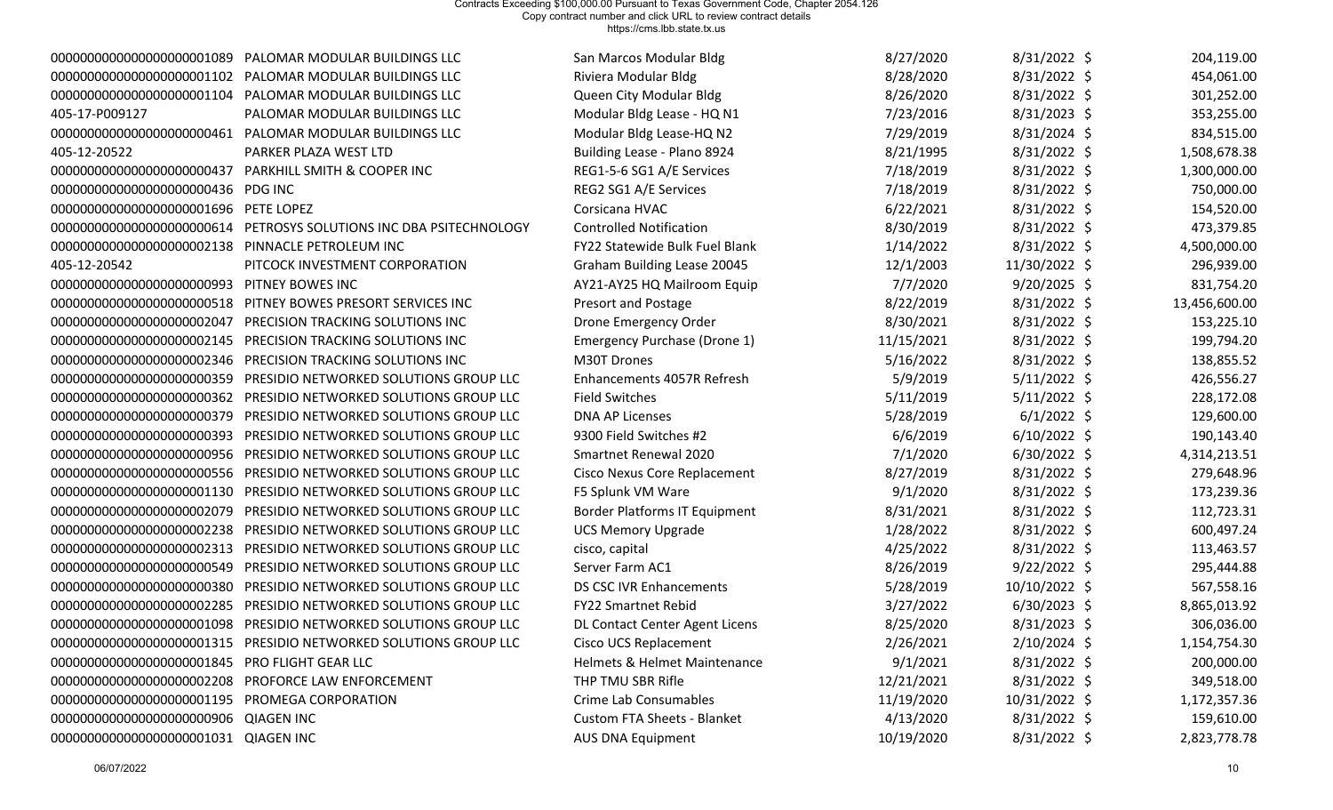Contracts Exceeding $100,000.00 Pursuant to Texas Government Code, Chapter 2054.126
Copy contract number and click URL to review contract details
https://cms.lbb.state.tx.us

| | | | | | |
|---|---|---|---|---|---|
| 0000000000000000000001089 | PALOMAR MODULAR BUILDINGS LLC | San Marcos Modular Bldg | 8/27/2020 | 8/31/2022 | $ 204,119.00 |
| 0000000000000000000001102 | PALOMAR MODULAR BUILDINGS LLC | Riviera Modular Bldg | 8/28/2020 | 8/31/2022 | $ 454,061.00 |
| 0000000000000000000001104 | PALOMAR MODULAR BUILDINGS LLC | Queen City Modular Bldg | 8/26/2020 | 8/31/2022 | $ 301,252.00 |
| 405-17-P009127 | PALOMAR MODULAR BUILDINGS LLC | Modular Bldg Lease - HQ N1 | 7/23/2016 | 8/31/2023 | $ 353,255.00 |
| 0000000000000000000000461 | PALOMAR MODULAR BUILDINGS LLC | Modular Bldg Lease-HQ N2 | 7/29/2019 | 8/31/2024 | $ 834,515.00 |
| 405-12-20522 | PARKER PLAZA WEST LTD | Building Lease - Plano 8924 | 8/21/1995 | 8/31/2022 | $ 1,508,678.38 |
| 0000000000000000000000437 | PARKHILL SMITH & COOPER INC | REG1-5-6 SG1 A/E Services | 7/18/2019 | 8/31/2022 | $ 1,300,000.00 |
| 0000000000000000000000436 | PDG INC | REG2 SG1 A/E Services | 7/18/2019 | 8/31/2022 | $ 750,000.00 |
| 0000000000000000000001696 | PETE LOPEZ | Corsicana HVAC | 6/22/2021 | 8/31/2022 | $ 154,520.00 |
| 0000000000000000000000614 | PETROSYS SOLUTIONS INC DBA PSITECHNOLOGY | Controlled Notification | 8/30/2019 | 8/31/2022 | $ 473,379.85 |
| 0000000000000000000002138 | PINNACLE PETROLEUM INC | FY22 Statewide Bulk Fuel Blank | 1/14/2022 | 8/31/2022 | $ 4,500,000.00 |
| 405-12-20542 | PITCOCK INVESTMENT CORPORATION | Graham Building Lease 20045 | 12/1/2003 | 11/30/2022 | $ 296,939.00 |
| 0000000000000000000000993 | PITNEY BOWES INC | AY21-AY25 HQ Mailroom Equip | 7/7/2020 | 9/20/2025 | $ 831,754.20 |
| 0000000000000000000000518 | PITNEY BOWES PRESORT SERVICES INC | Presort and Postage | 8/22/2019 | 8/31/2022 | $ 13,456,600.00 |
| 0000000000000000000002047 | PRECISION TRACKING SOLUTIONS INC | Drone Emergency Order | 8/30/2021 | 8/31/2022 | $ 153,225.10 |
| 0000000000000000000002145 | PRECISION TRACKING SOLUTIONS INC | Emergency Purchase (Drone 1) | 11/15/2021 | 8/31/2022 | $ 199,794.20 |
| 0000000000000000000002346 | PRECISION TRACKING SOLUTIONS INC | M30T Drones | 5/16/2022 | 8/31/2022 | $ 138,855.52 |
| 0000000000000000000000359 | PRESIDIO NETWORKED SOLUTIONS GROUP LLC | Enhancements 4057R Refresh | 5/9/2019 | 5/11/2022 | $ 426,556.27 |
| 0000000000000000000000362 | PRESIDIO NETWORKED SOLUTIONS GROUP LLC | Field Switches | 5/11/2019 | 5/11/2022 | $ 228,172.08 |
| 0000000000000000000000379 | PRESIDIO NETWORKED SOLUTIONS GROUP LLC | DNA AP Licenses | 5/28/2019 | 6/1/2022 | $ 129,600.00 |
| 0000000000000000000000393 | PRESIDIO NETWORKED SOLUTIONS GROUP LLC | 9300 Field Switches #2 | 6/6/2019 | 6/10/2022 | $ 190,143.40 |
| 0000000000000000000000956 | PRESIDIO NETWORKED SOLUTIONS GROUP LLC | Smartnet Renewal 2020 | 7/1/2020 | 6/30/2022 | $ 4,314,213.51 |
| 0000000000000000000000556 | PRESIDIO NETWORKED SOLUTIONS GROUP LLC | Cisco Nexus Core Replacement | 8/27/2019 | 8/31/2022 | $ 279,648.96 |
| 0000000000000000000001130 | PRESIDIO NETWORKED SOLUTIONS GROUP LLC | F5 Splunk VM Ware | 9/1/2020 | 8/31/2022 | $ 173,239.36 |
| 0000000000000000000002079 | PRESIDIO NETWORKED SOLUTIONS GROUP LLC | Border Platforms IT Equipment | 8/31/2021 | 8/31/2022 | $ 112,723.31 |
| 0000000000000000000002238 | PRESIDIO NETWORKED SOLUTIONS GROUP LLC | UCS Memory Upgrade | 1/28/2022 | 8/31/2022 | $ 600,497.24 |
| 0000000000000000000002313 | PRESIDIO NETWORKED SOLUTIONS GROUP LLC | cisco, capital | 4/25/2022 | 8/31/2022 | $ 113,463.57 |
| 0000000000000000000000549 | PRESIDIO NETWORKED SOLUTIONS GROUP LLC | Server Farm AC1 | 8/26/2019 | 9/22/2022 | $ 295,444.88 |
| 0000000000000000000000380 | PRESIDIO NETWORKED SOLUTIONS GROUP LLC | DS CSC IVR Enhancements | 5/28/2019 | 10/10/2022 | $ 567,558.16 |
| 0000000000000000000002285 | PRESIDIO NETWORKED SOLUTIONS GROUP LLC | FY22 Smartnet Rebid | 3/27/2022 | 6/30/2023 | $ 8,865,013.92 |
| 0000000000000000000001098 | PRESIDIO NETWORKED SOLUTIONS GROUP LLC | DL Contact Center Agent Licens | 8/25/2020 | 8/31/2023 | $ 306,036.00 |
| 0000000000000000000001315 | PRESIDIO NETWORKED SOLUTIONS GROUP LLC | Cisco UCS Replacement | 2/26/2021 | 2/10/2024 | $ 1,154,754.30 |
| 0000000000000000000001845 | PRO FLIGHT GEAR LLC | Helmets & Helmet Maintenance | 9/1/2021 | 8/31/2022 | $ 200,000.00 |
| 0000000000000000000002208 | PROFORCE LAW ENFORCEMENT | THP TMU SBR Rifle | 12/21/2021 | 8/31/2022 | $ 349,518.00 |
| 0000000000000000000001195 | PROMEGA CORPORATION | Crime Lab Consumables | 11/19/2020 | 10/31/2022 | $ 1,172,357.36 |
| 0000000000000000000000906 | QIAGEN INC | Custom FTA Sheets - Blanket | 4/13/2020 | 8/31/2022 | $ 159,610.00 |
| 0000000000000000000001031 | QIAGEN INC | AUS DNA Equipment | 10/19/2020 | 8/31/2022 | $ 2,823,778.78 |

06/07/2022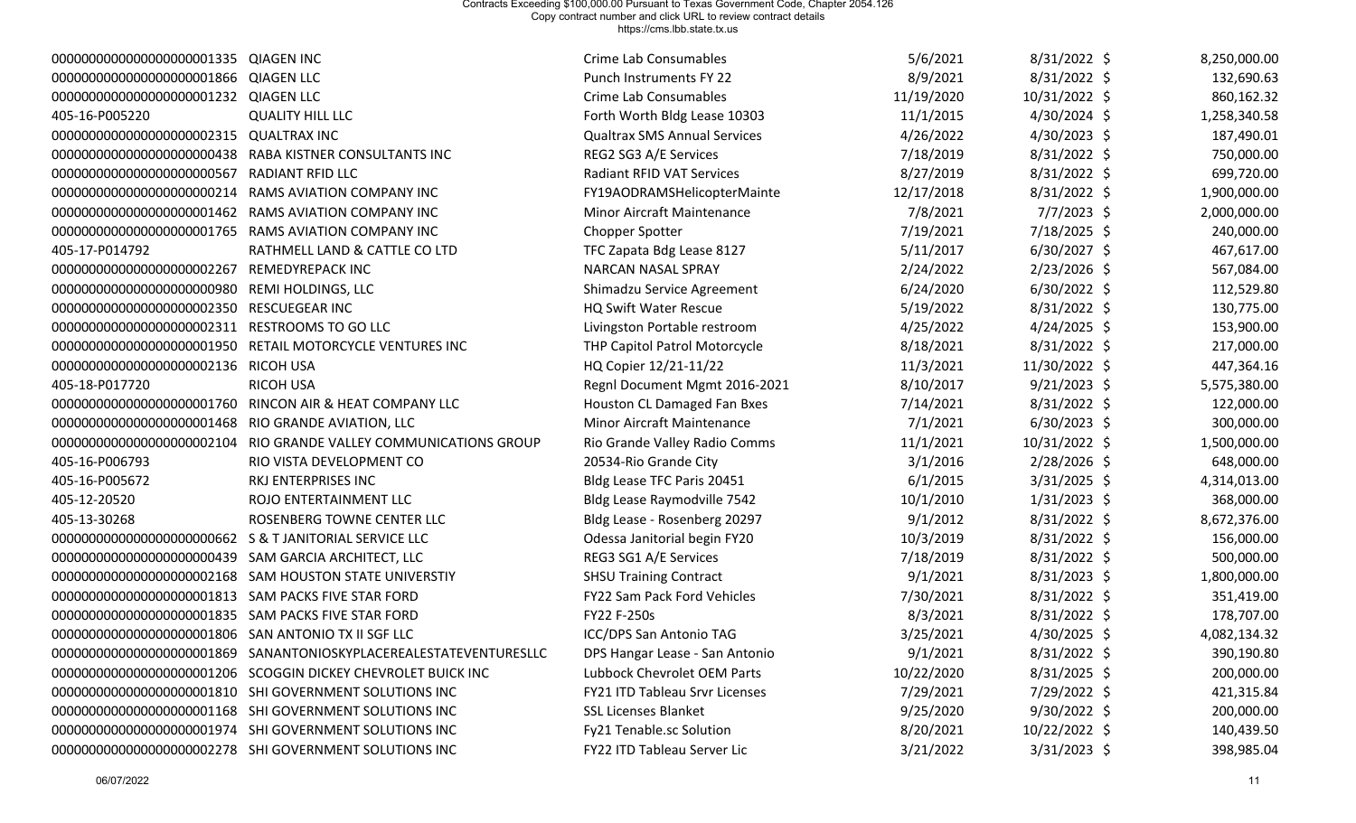Contracts Exceeding $100,000.00 Pursuant to Texas Government Code, Chapter 2054.126
Copy contract number and click URL to review contract details
https://cms.lbb.state.tx.us

| | | | | | |
|---|---|---|---|---|---|
| 0000000000000000000001335 | QIAGEN INC | Crime Lab Consumables | 5/6/2021 | 8/31/2022 | $ 8,250,000.00 |
| 0000000000000000000001866 | QIAGEN LLC | Punch Instruments FY 22 | 8/9/2021 | 8/31/2022 | $ 132,690.63 |
| 0000000000000000000001232 | QIAGEN LLC | Crime Lab Consumables | 11/19/2020 | 10/31/2022 | $ 860,162.32 |
| 405-16-P005220 | QUALITY HILL LLC | Forth Worth Bldg Lease 10303 | 11/1/2015 | 4/30/2024 | $ 1,258,340.58 |
| 0000000000000000000002315 | QUALTRAX INC | Qualtrax SMS Annual Services | 4/26/2022 | 4/30/2023 | $ 187,490.01 |
| 0000000000000000000000438 | RABA KISTNER CONSULTANTS INC | REG2 SG3 A/E Services | 7/18/2019 | 8/31/2022 | $ 750,000.00 |
| 0000000000000000000000567 | RADIANT RFID LLC | Radiant RFID VAT Services | 8/27/2019 | 8/31/2022 | $ 699,720.00 |
| 0000000000000000000000214 | RAMS AVIATION COMPANY INC | FY19AODRAMSHelicopterMainte | 12/17/2018 | 8/31/2022 | $ 1,900,000.00 |
| 0000000000000000000001462 | RAMS AVIATION COMPANY INC | Minor Aircraft Maintenance | 7/8/2021 | 7/7/2023 | $ 2,000,000.00 |
| 0000000000000000000001765 | RAMS AVIATION COMPANY INC | Chopper Spotter | 7/19/2021 | 7/18/2025 | $ 240,000.00 |
| 405-17-P014792 | RATHMELL LAND & CATTLE CO LTD | TFC Zapata Bdg Lease 8127 | 5/11/2017 | 6/30/2027 | $ 467,617.00 |
| 0000000000000000000002267 | REMEDYREPACK INC | NARCAN NASAL SPRAY | 2/24/2022 | 2/23/2026 | $ 567,084.00 |
| 0000000000000000000000980 | REMI HOLDINGS, LLC | Shimadzu Service Agreement | 6/24/2020 | 6/30/2022 | $ 112,529.80 |
| 0000000000000000000002350 | RESCUEGEAR INC | HQ Swift Water Rescue | 5/19/2022 | 8/31/2022 | $ 130,775.00 |
| 0000000000000000000002311 | RESTROOMS TO GO LLC | Livingston Portable restroom | 4/25/2022 | 4/24/2025 | $ 153,900.00 |
| 0000000000000000000001950 | RETAIL MOTORCYCLE VENTURES INC | THP Capitol Patrol Motorcycle | 8/18/2021 | 8/31/2022 | $ 217,000.00 |
| 0000000000000000000002136 | RICOH USA | HQ Copier 12/21-11/22 | 11/3/2021 | 11/30/2022 | $ 447,364.16 |
| 405-18-P017720 | RICOH USA | Regnl Document Mgmt 2016-2021 | 8/10/2017 | 9/21/2023 | $ 5,575,380.00 |
| 0000000000000000000001760 | RINCON AIR & HEAT COMPANY LLC | Houston CL Damaged Fan Bxes | 7/14/2021 | 8/31/2022 | $ 122,000.00 |
| 0000000000000000000001468 | RIO GRANDE AVIATION, LLC | Minor Aircraft Maintenance | 7/1/2021 | 6/30/2023 | $ 300,000.00 |
| 0000000000000000000002104 | RIO GRANDE VALLEY COMMUNICATIONS GROUP | Rio Grande Valley Radio Comms | 11/1/2021 | 10/31/2022 | $ 1,500,000.00 |
| 405-16-P006793 | RIO VISTA DEVELOPMENT CO | 20534-Rio Grande City | 3/1/2016 | 2/28/2026 | $ 648,000.00 |
| 405-16-P005672 | RKJ ENTERPRISES INC | Bldg Lease TFC Paris 20451 | 6/1/2015 | 3/31/2025 | $ 4,314,013.00 |
| 405-12-20520 | ROJO ENTERTAINMENT LLC | Bldg Lease Raymodville 7542 | 10/1/2010 | 1/31/2023 | $ 368,000.00 |
| 405-13-30268 | ROSENBERG TOWNE CENTER LLC | Bldg Lease - Rosenberg 20297 | 9/1/2012 | 8/31/2022 | $ 8,672,376.00 |
| 0000000000000000000000662 | S & T JANITORIAL SERVICE LLC | Odessa Janitorial begin FY20 | 10/3/2019 | 8/31/2022 | $ 156,000.00 |
| 0000000000000000000000439 | SAM GARCIA ARCHITECT, LLC | REG3 SG1 A/E Services | 7/18/2019 | 8/31/2022 | $ 500,000.00 |
| 0000000000000000000002168 | SAM HOUSTON STATE UNIVERSTIY | SHSU Training Contract | 9/1/2021 | 8/31/2023 | $ 1,800,000.00 |
| 0000000000000000000001813 | SAM PACKS FIVE STAR FORD | FY22 Sam Pack Ford Vehicles | 7/30/2021 | 8/31/2022 | $ 351,419.00 |
| 0000000000000000000001835 | SAM PACKS FIVE STAR FORD | FY22 F-250s | 8/3/2021 | 8/31/2022 | $ 178,707.00 |
| 0000000000000000000001806 | SAN ANTONIO TX II SGF LLC | ICC/DPS San Antonio TAG | 3/25/2021 | 4/30/2025 | $ 4,082,134.32 |
| 0000000000000000000001869 | SANANTONIOSKYPLACEREALESTATEVENTURESLLC | DPS Hangar Lease - San Antonio | 9/1/2021 | 8/31/2022 | $ 390,190.80 |
| 0000000000000000000001206 | SCOGGIN DICKEY CHEVROLET BUICK INC | Lubbock Chevrolet OEM Parts | 10/22/2020 | 8/31/2025 | $ 200,000.00 |
| 0000000000000000000001810 | SHI GOVERNMENT SOLUTIONS INC | FY21 ITD Tableau Srvr Licenses | 7/29/2021 | 7/29/2022 | $ 421,315.84 |
| 0000000000000000000001168 | SHI GOVERNMENT SOLUTIONS INC | SSL Licenses Blanket | 9/25/2020 | 9/30/2022 | $ 200,000.00 |
| 0000000000000000000001974 | SHI GOVERNMENT SOLUTIONS INC | Fy21 Tenable.sc Solution | 8/20/2021 | 10/22/2022 | $ 140,439.50 |
| 0000000000000000000002278 | SHI GOVERNMENT SOLUTIONS INC | FY22 ITD Tableau Server Lic | 3/21/2022 | 3/31/2023 | $ 398,985.04 |

06/07/2022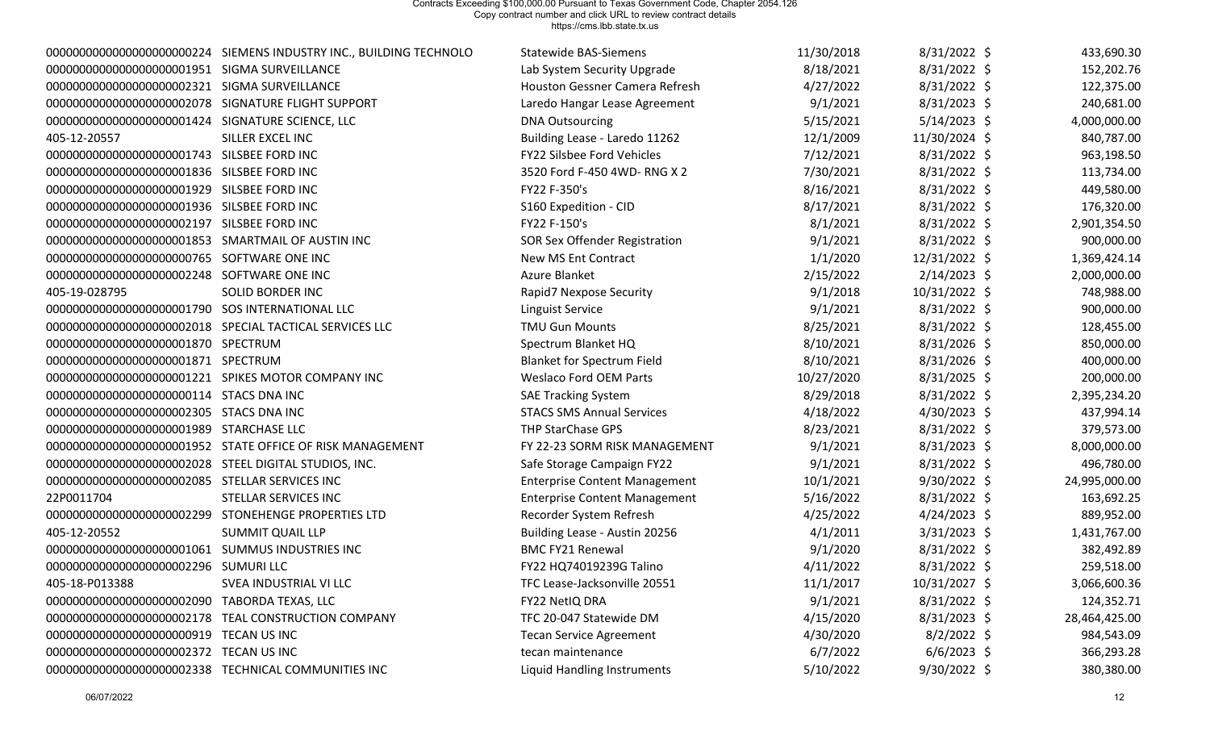| | | | | | |
|---|---|---|---|---|---|
| 000000000000000000000224 | SIEMENS INDUSTRY INC., BUILDING TECHNOLO | Statewide BAS-Siemens | 11/30/2018 | 8/31/2022 | $ 433,690.30 |
| 000000000000000000001951 | SIGMA SURVEILLANCE | Lab System Security Upgrade | 8/18/2021 | 8/31/2022 | $ 152,202.76 |
| 000000000000000000002321 | SIGMA SURVEILLANCE | Houston Gessner Camera Refresh | 4/27/2022 | 8/31/2022 | $ 122,375.00 |
| 000000000000000000002078 | SIGNATURE FLIGHT SUPPORT | Laredo Hangar Lease Agreement | 9/1/2021 | 8/31/2023 | $ 240,681.00 |
| 000000000000000000001424 | SIGNATURE SCIENCE, LLC | DNA Outsourcing | 5/15/2021 | 5/14/2023 | $ 4,000,000.00 |
| 405-12-20557 | SILLER EXCEL INC | Building Lease - Laredo 11262 | 12/1/2009 | 11/30/2024 | $ 840,787.00 |
| 000000000000000000001743 | SILSBEE FORD INC | FY22 Silsbee Ford Vehicles | 7/12/2021 | 8/31/2022 | $ 963,198.50 |
| 000000000000000000001836 | SILSBEE FORD INC | 3520 Ford F-450 4WD- RNG X 2 | 7/30/2021 | 8/31/2022 | $ 113,734.00 |
| 000000000000000000001929 | SILSBEE FORD INC | FY22 F-350's | 8/16/2021 | 8/31/2022 | $ 449,580.00 |
| 000000000000000000001936 | SILSBEE FORD INC | S160 Expedition - CID | 8/17/2021 | 8/31/2022 | $ 176,320.00 |
| 000000000000000000002197 | SILSBEE FORD INC | FY22 F-150's | 8/1/2021 | 8/31/2022 | $ 2,901,354.50 |
| 000000000000000000001853 | SMARTMAIL OF AUSTIN INC | SOR Sex Offender Registration | 9/1/2021 | 8/31/2022 | $ 900,000.00 |
| 000000000000000000000765 | SOFTWARE ONE INC | New MS Ent Contract | 1/1/2020 | 12/31/2022 | $ 1,369,424.14 |
| 000000000000000000002248 | SOFTWARE ONE INC | Azure Blanket | 2/15/2022 | 2/14/2023 | $ 2,000,000.00 |
| 405-19-028795 | SOLID BORDER INC | Rapid7 Nexpose Security | 9/1/2018 | 10/31/2022 | $ 748,988.00 |
| 000000000000000000001790 | SOS INTERNATIONAL LLC | Linguist Service | 9/1/2021 | 8/31/2022 | $ 900,000.00 |
| 000000000000000000002018 | SPECIAL TACTICAL SERVICES LLC | TMU Gun Mounts | 8/25/2021 | 8/31/2022 | $ 128,455.00 |
| 000000000000000000001870 | SPECTRUM | Spectrum Blanket HQ | 8/10/2021 | 8/31/2026 | $ 850,000.00 |
| 000000000000000000001871 | SPECTRUM | Blanket for Spectrum Field | 8/10/2021 | 8/31/2026 | $ 400,000.00 |
| 000000000000000000001221 | SPIKES MOTOR COMPANY INC | Weslaco Ford OEM Parts | 10/27/2020 | 8/31/2025 | $ 200,000.00 |
| 000000000000000000000114 | STACS DNA INC | SAE Tracking System | 8/29/2018 | 8/31/2022 | $ 2,395,234.20 |
| 000000000000000000002305 | STACS DNA INC | STACS SMS Annual Services | 4/18/2022 | 4/30/2023 | $ 437,994.14 |
| 000000000000000000001989 | STARCHASE LLC | THP StarChase GPS | 8/23/2021 | 8/31/2022 | $ 379,573.00 |
| 000000000000000000001952 | STATE OFFICE OF RISK MANAGEMENT | FY 22-23 SORM RISK MANAGEMENT | 9/1/2021 | 8/31/2023 | $ 8,000,000.00 |
| 000000000000000000002028 | STEEL DIGITAL STUDIOS, INC. | Safe Storage Campaign FY22 | 9/1/2021 | 8/31/2022 | $ 496,780.00 |
| 000000000000000000002085 | STELLAR SERVICES INC | Enterprise Content Management | 10/1/2021 | 9/30/2022 | $ 24,995,000.00 |
| 22P0011704 | STELLAR SERVICES INC | Enterprise Content Management | 5/16/2022 | 8/31/2022 | $ 163,692.25 |
| 000000000000000000002299 | STONEHENGE PROPERTIES LTD | Recorder System Refresh | 4/25/2022 | 4/24/2023 | $ 889,952.00 |
| 405-12-20552 | SUMMIT QUAIL LLP | Building Lease - Austin 20256 | 4/1/2011 | 3/31/2023 | $ 1,431,767.00 |
| 000000000000000000001061 | SUMMUS INDUSTRIES INC | BMC FY21 Renewal | 9/1/2020 | 8/31/2022 | $ 382,492.89 |
| 000000000000000000002296 | SUMURI LLC | FY22 HQ74019239G Talino | 4/11/2022 | 8/31/2022 | $ 259,518.00 |
| 405-18-P013388 | SVEA INDUSTRIAL VI LLC | TFC Lease-Jacksonville 20551 | 11/1/2017 | 10/31/2027 | $ 3,066,600.36 |
| 000000000000000000002090 | TABORDA TEXAS, LLC | FY22 NetIQ DRA | 9/1/2021 | 8/31/2022 | $ 124,352.71 |
| 000000000000000000002178 | TEAL CONSTRUCTION COMPANY | TFC 20-047 Statewide DM | 4/15/2020 | 8/31/2023 | $ 28,464,425.00 |
| 000000000000000000000919 | TECAN US INC | Tecan Service Agreement | 4/30/2020 | 8/2/2022 | $ 984,543.09 |
| 000000000000000000002372 | TECAN US INC | tecan maintenance | 6/7/2022 | 6/6/2023 | $ 366,293.28 |
| 000000000000000000002338 | TECHNICAL COMMUNITIES INC | Liquid Handling Instruments | 5/10/2022 | 9/30/2022 | $ 380,380.00 |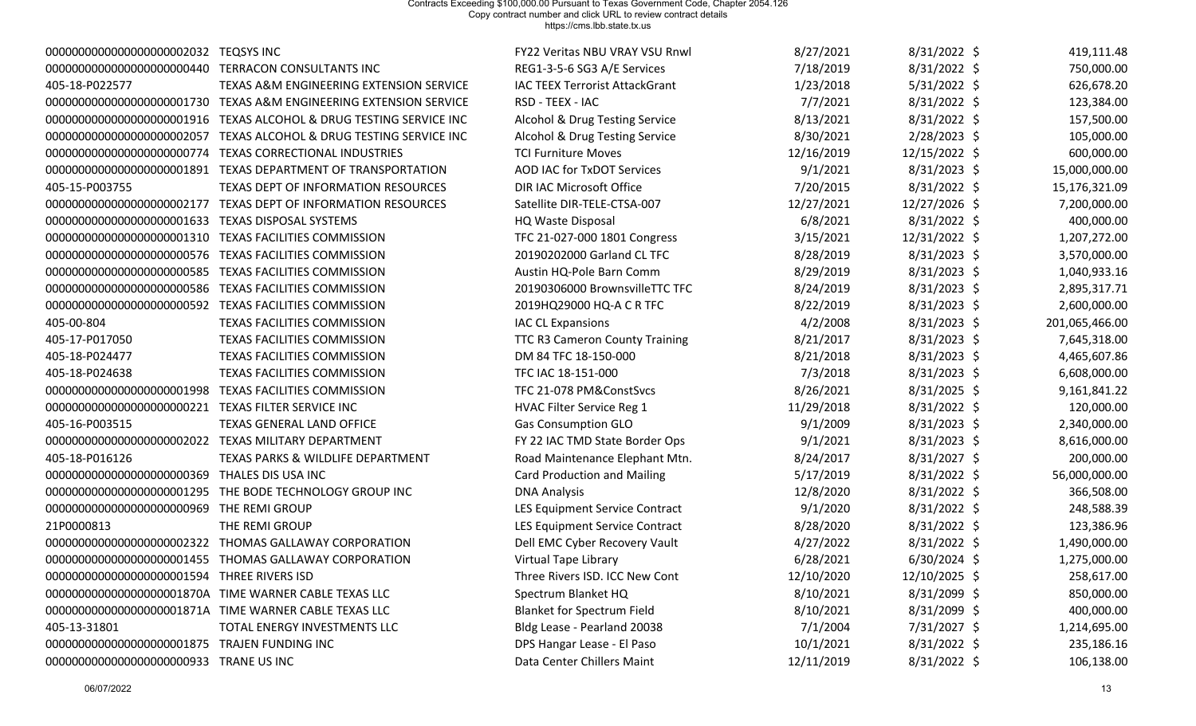Contracts Exceeding $100,000.00 Pursuant to Texas Government Code, Chapter 2054.126
Copy contract number and click URL to review contract details
https://cms.lbb.state.tx.us

| | | | | | |
|---|---|---|---|---|---|
| 0000000000000000000002032 | TEQSYS INC | FY22 Veritas NBU VRAY VSU Rnwl | 8/27/2021 | 8/31/2022 | $ 419,111.48 |
| 0000000000000000000000440 | TERRACON CONSULTANTS INC | REG1-3-5-6 SG3 A/E Services | 7/18/2019 | 8/31/2022 | $ 750,000.00 |
| 405-18-P022577 | TEXAS A&M ENGINEERING EXTENSION SERVICE | IAC TEEX Terrorist AttackGrant | 1/23/2018 | 5/31/2022 | $ 626,678.20 |
| 0000000000000000000001730 | TEXAS A&M ENGINEERING EXTENSION SERVICE | RSD - TEEX - IAC | 7/7/2021 | 8/31/2022 | $ 123,384.00 |
| 0000000000000000000001916 | TEXAS ALCOHOL & DRUG TESTING SERVICE INC | Alcohol & Drug Testing Service | 8/13/2021 | 8/31/2022 | $ 157,500.00 |
| 0000000000000000000002057 | TEXAS ALCOHOL & DRUG TESTING SERVICE INC | Alcohol & Drug Testing Service | 8/30/2021 | 2/28/2023 | $ 105,000.00 |
| 0000000000000000000000774 | TEXAS CORRECTIONAL INDUSTRIES | TCI Furniture Moves | 12/16/2019 | 12/15/2022 | $ 600,000.00 |
| 0000000000000000000001891 | TEXAS DEPARTMENT OF TRANSPORTATION | AOD IAC for TxDOT Services | 9/1/2021 | 8/31/2023 | $ 15,000,000.00 |
| 405-15-P003755 | TEXAS DEPT OF INFORMATION RESOURCES | DIR IAC Microsoft Office | 7/20/2015 | 8/31/2022 | $ 15,176,321.09 |
| 0000000000000000000002177 | TEXAS DEPT OF INFORMATION RESOURCES | Satellite DIR-TELE-CTSA-007 | 12/27/2021 | 12/27/2026 | $ 7,200,000.00 |
| 0000000000000000000001633 | TEXAS DISPOSAL SYSTEMS | HQ Waste Disposal | 6/8/2021 | 8/31/2022 | $ 400,000.00 |
| 0000000000000000000001310 | TEXAS FACILITIES COMMISSION | TFC 21-027-000 1801 Congress | 3/15/2021 | 12/31/2022 | $ 1,207,272.00 |
| 0000000000000000000000576 | TEXAS FACILITIES COMMISSION | 20190202000 Garland CL TFC | 8/28/2019 | 8/31/2023 | $ 3,570,000.00 |
| 0000000000000000000000585 | TEXAS FACILITIES COMMISSION | Austin HQ-Pole Barn Comm | 8/29/2019 | 8/31/2023 | $ 1,040,933.16 |
| 0000000000000000000000586 | TEXAS FACILITIES COMMISSION | 20190306000 BrownsvilleTTC TFC | 8/24/2019 | 8/31/2023 | $ 2,895,317.71 |
| 0000000000000000000000592 | TEXAS FACILITIES COMMISSION | 2019HQ29000 HQ-A C R TFC | 8/22/2019 | 8/31/2023 | $ 2,600,000.00 |
| 405-00-804 | TEXAS FACILITIES COMMISSION | IAC CL Expansions | 4/2/2008 | 8/31/2023 | $ 201,065,466.00 |
| 405-17-P017050 | TEXAS FACILITIES COMMISSION | TTC R3 Cameron County Training | 8/21/2017 | 8/31/2023 | $ 7,645,318.00 |
| 405-18-P024477 | TEXAS FACILITIES COMMISSION | DM 84 TFC 18-150-000 | 8/21/2018 | 8/31/2023 | $ 4,465,607.86 |
| 405-18-P024638 | TEXAS FACILITIES COMMISSION | TFC IAC 18-151-000 | 7/3/2018 | 8/31/2023 | $ 6,608,000.00 |
| 0000000000000000000001998 | TEXAS FACILITIES COMMISSION | TFC 21-078 PM&ConstSvcs | 8/26/2021 | 8/31/2025 | $ 9,161,841.22 |
| 0000000000000000000000221 | TEXAS FILTER SERVICE INC | HVAC Filter Service Reg 1 | 11/29/2018 | 8/31/2022 | $ 120,000.00 |
| 405-16-P003515 | TEXAS GENERAL LAND OFFICE | Gas Consumption GLO | 9/1/2009 | 8/31/2023 | $ 2,340,000.00 |
| 0000000000000000000002022 | TEXAS MILITARY DEPARTMENT | FY 22 IAC TMD State Border Ops | 9/1/2021 | 8/31/2023 | $ 8,616,000.00 |
| 405-18-P016126 | TEXAS PARKS & WILDLIFE DEPARTMENT | Road Maintenance Elephant Mtn. | 8/24/2017 | 8/31/2027 | $ 200,000.00 |
| 0000000000000000000000369 | THALES DIS USA INC | Card Production and Mailing | 5/17/2019 | 8/31/2022 | $ 56,000,000.00 |
| 0000000000000000000001295 | THE BODE TECHNOLOGY GROUP INC | DNA Analysis | 12/8/2020 | 8/31/2022 | $ 366,508.00 |
| 0000000000000000000000969 | THE REMI GROUP | LES Equipment Service Contract | 9/1/2020 | 8/31/2022 | $ 248,588.39 |
| 21P0000813 | THE REMI GROUP | LES Equipment Service Contract | 8/28/2020 | 8/31/2022 | $ 123,386.96 |
| 0000000000000000000002322 | THOMAS GALLAWAY CORPORATION | Dell EMC Cyber Recovery Vault | 4/27/2022 | 8/31/2022 | $ 1,490,000.00 |
| 0000000000000000000001455 | THOMAS GALLAWAY CORPORATION | Virtual Tape Library | 6/28/2021 | 6/30/2024 | $ 1,275,000.00 |
| 0000000000000000000001594 | THREE RIVERS ISD | Three Rivers ISD. ICC New Cont | 12/10/2020 | 12/10/2025 | $ 258,617.00 |
| 0000000000000000000001870A | TIME WARNER CABLE TEXAS LLC | Spectrum Blanket HQ | 8/10/2021 | 8/31/2099 | $ 850,000.00 |
| 0000000000000000000001871A | TIME WARNER CABLE TEXAS LLC | Blanket for Spectrum Field | 8/10/2021 | 8/31/2099 | $ 400,000.00 |
| 405-13-31801 | TOTAL ENERGY INVESTMENTS LLC | Bldg Lease - Pearland 20038 | 7/1/2004 | 7/31/2027 | $ 1,214,695.00 |
| 0000000000000000000001875 | TRAJEN FUNDING INC | DPS Hangar Lease - El Paso | 10/1/2021 | 8/31/2022 | $ 235,186.16 |
| 0000000000000000000000933 | TRANE US INC | Data Center Chillers Maint | 12/11/2019 | 8/31/2022 | $ 106,138.00 |

06/07/2022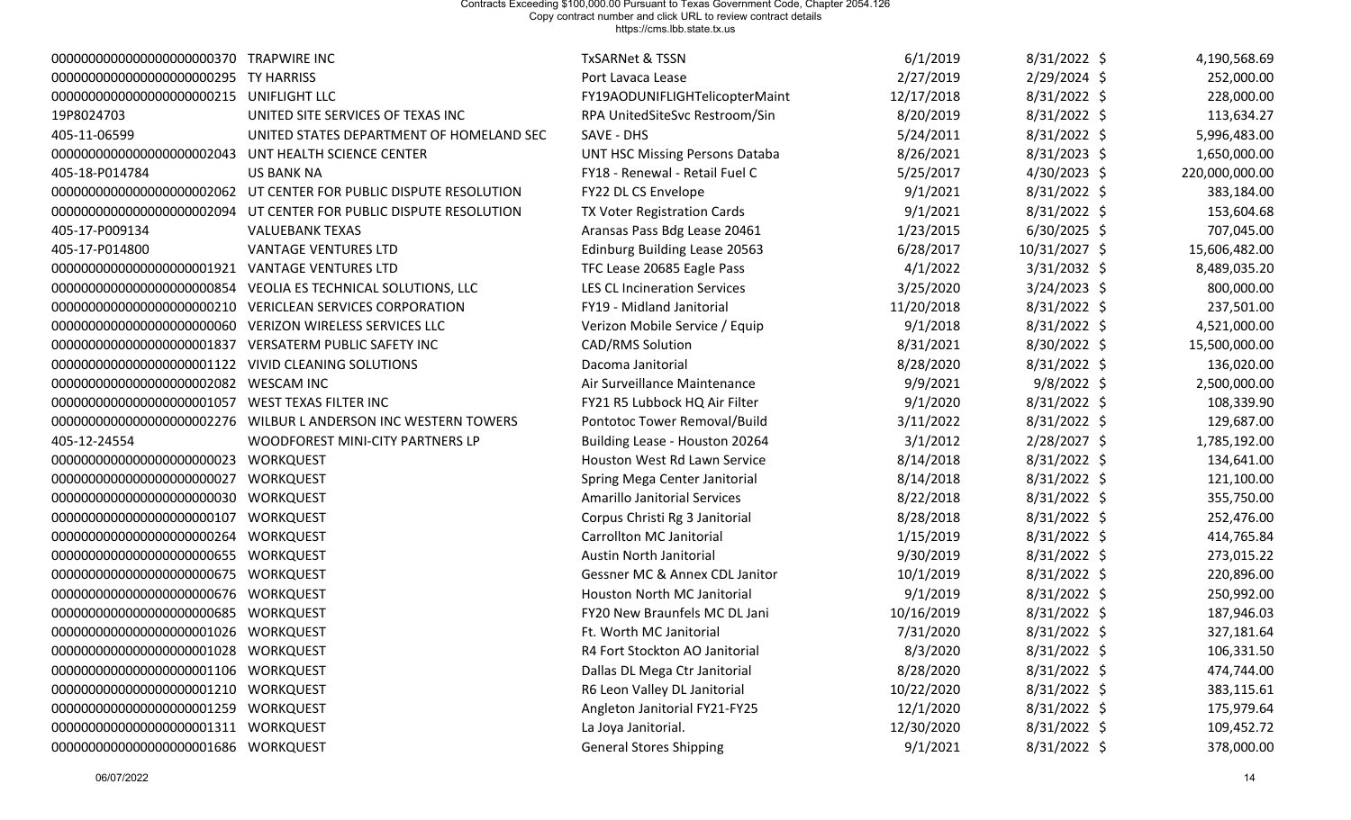Contracts Exceeding $100,000.00 Pursuant to Texas Government Code, Chapter 2054.126
Copy contract number and click URL to review contract details
https://cms.lbb.state.tx.us

| | | | | | |
|---|---|---|---|---|---|
| 0000000000000000000000370 | TRAPWIRE INC | TxSARNet & TSSN | 6/1/2019 | 8/31/2022 | $ 4,190,568.69 |
| 0000000000000000000000295 | TY HARRISS | Port Lavaca Lease | 2/27/2019 | 2/29/2024 | $ 252,000.00 |
| 0000000000000000000000215 | UNIFLIGHT LLC | FY19AODUNIFLIGHTelicopterMaint | 12/17/2018 | 8/31/2022 | $ 228,000.00 |
| 19P8024703 | UNITED SITE SERVICES OF TEXAS INC | RPA UnitedSiteSvc Restroom/Sin | 8/20/2019 | 8/31/2022 | $ 113,634.27 |
| 405-11-06599 | UNITED STATES DEPARTMENT OF HOMELAND SEC | SAVE - DHS | 5/24/2011 | 8/31/2022 | $ 5,996,483.00 |
| 0000000000000000000002043 | UNT HEALTH SCIENCE CENTER | UNT HSC Missing Persons Databa | 8/26/2021 | 8/31/2023 | $ 1,650,000.00 |
| 405-18-P014784 | US BANK NA | FY18 - Renewal - Retail Fuel C | 5/25/2017 | 4/30/2023 | $ 220,000,000.00 |
| 0000000000000000000002062 | UT CENTER FOR PUBLIC DISPUTE RESOLUTION | FY22 DL CS Envelope | 9/1/2021 | 8/31/2022 | $ 383,184.00 |
| 0000000000000000000002094 | UT CENTER FOR PUBLIC DISPUTE RESOLUTION | TX Voter Registration Cards | 9/1/2021 | 8/31/2022 | $ 153,604.68 |
| 405-17-P009134 | VALUEBANK TEXAS | Aransas Pass Bdg Lease 20461 | 1/23/2015 | 6/30/2025 | $ 707,045.00 |
| 405-17-P014800 | VANTAGE VENTURES LTD | Edinburg Building Lease 20563 | 6/28/2017 | 10/31/2027 | $ 15,606,482.00 |
| 0000000000000000000001921 | VANTAGE VENTURES LTD | TFC Lease 20685 Eagle Pass | 4/1/2022 | 3/31/2032 | $ 8,489,035.20 |
| 0000000000000000000000854 | VEOLIA ES TECHNICAL SOLUTIONS, LLC | LES CL Incineration Services | 3/25/2020 | 3/24/2023 | $ 800,000.00 |
| 0000000000000000000000210 | VERICLEAN SERVICES CORPORATION | FY19 - Midland Janitorial | 11/20/2018 | 8/31/2022 | $ 237,501.00 |
| 0000000000000000000000060 | VERIZON WIRELESS SERVICES LLC | Verizon Mobile Service / Equip | 9/1/2018 | 8/31/2022 | $ 4,521,000.00 |
| 0000000000000000000001837 | VERSATERM PUBLIC SAFETY INC | CAD/RMS Solution | 8/31/2021 | 8/30/2022 | $ 15,500,000.00 |
| 0000000000000000000001122 | VIVID CLEANING SOLUTIONS | Dacoma Janitorial | 8/28/2020 | 8/31/2022 | $ 136,020.00 |
| 0000000000000000000002082 | WESCAM INC | Air Surveillance Maintenance | 9/9/2021 | 9/8/2022 | $ 2,500,000.00 |
| 0000000000000000000001057 | WEST TEXAS FILTER INC | FY21 R5 Lubbock HQ Air Filter | 9/1/2020 | 8/31/2022 | $ 108,339.90 |
| 0000000000000000000002276 | WILBUR L ANDERSON INC WESTERN TOWERS | Pontotoc Tower Removal/Build | 3/11/2022 | 8/31/2022 | $ 129,687.00 |
| 405-12-24554 | WOODFOREST MINI-CITY PARTNERS LP | Building Lease - Houston 20264 | 3/1/2012 | 2/28/2027 | $ 1,785,192.00 |
| 0000000000000000000000023 | WORKQUEST | Houston West Rd Lawn Service | 8/14/2018 | 8/31/2022 | $ 134,641.00 |
| 0000000000000000000000027 | WORKQUEST | Spring Mega Center Janitorial | 8/14/2018 | 8/31/2022 | $ 121,100.00 |
| 0000000000000000000000030 | WORKQUEST | Amarillo Janitorial Services | 8/22/2018 | 8/31/2022 | $ 355,750.00 |
| 0000000000000000000000107 | WORKQUEST | Corpus Christi Rg 3 Janitorial | 8/28/2018 | 8/31/2022 | $ 252,476.00 |
| 0000000000000000000000264 | WORKQUEST | Carrollton MC Janitorial | 1/15/2019 | 8/31/2022 | $ 414,765.84 |
| 0000000000000000000000655 | WORKQUEST | Austin North Janitorial | 9/30/2019 | 8/31/2022 | $ 273,015.22 |
| 0000000000000000000000675 | WORKQUEST | Gessner MC & Annex CDL Janitor | 10/1/2019 | 8/31/2022 | $ 220,896.00 |
| 0000000000000000000000676 | WORKQUEST | Houston North MC Janitorial | 9/1/2019 | 8/31/2022 | $ 250,992.00 |
| 0000000000000000000000685 | WORKQUEST | FY20 New Braunfels MC DL Jani | 10/16/2019 | 8/31/2022 | $ 187,946.03 |
| 0000000000000000000001026 | WORKQUEST | Ft. Worth MC Janitorial | 7/31/2020 | 8/31/2022 | $ 327,181.64 |
| 0000000000000000000001028 | WORKQUEST | R4 Fort Stockton AO Janitorial | 8/3/2020 | 8/31/2022 | $ 106,331.50 |
| 0000000000000000000001106 | WORKQUEST | Dallas DL Mega Ctr Janitorial | 8/28/2020 | 8/31/2022 | $ 474,744.00 |
| 0000000000000000000001210 | WORKQUEST | R6 Leon Valley DL Janitorial | 10/22/2020 | 8/31/2022 | $ 383,115.61 |
| 0000000000000000000001259 | WORKQUEST | Angleton Janitorial FY21-FY25 | 12/1/2020 | 8/31/2022 | $ 175,979.64 |
| 0000000000000000000001311 | WORKQUEST | La Joya Janitorial. | 12/30/2020 | 8/31/2022 | $ 109,452.72 |
| 0000000000000000000001686 | WORKQUEST | General Stores Shipping | 9/1/2021 | 8/31/2022 | $ 378,000.00 |

06/07/2022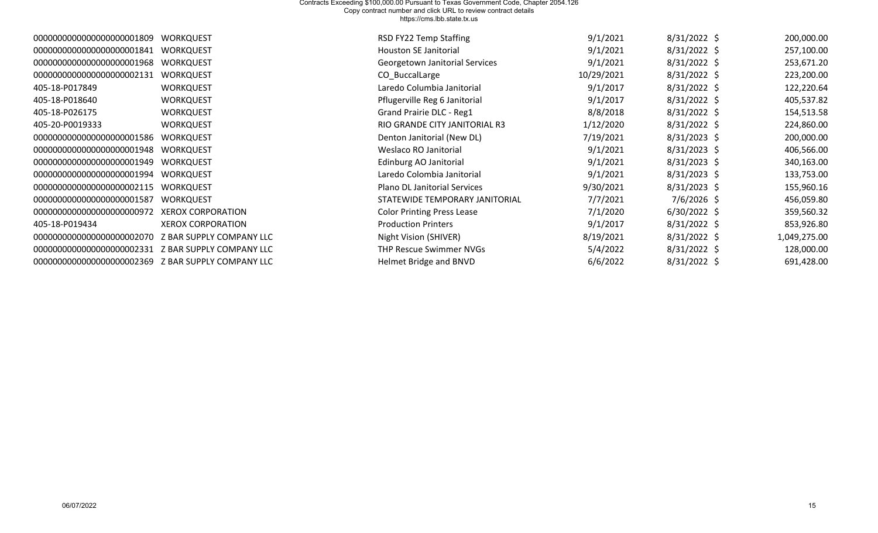| | | | | | | |
|---|---|---|---|---|---|---|
| 0000000000000000000001809 | WORKQUEST | RSD FY22 Temp Staffing | 9/1/2021 | 8/31/2022 | $ | 200,000.00 |
| 0000000000000000000001841 | WORKQUEST | Houston SE Janitorial | 9/1/2021 | 8/31/2022 | $ | 257,100.00 |
| 0000000000000000000001968 | WORKQUEST | Georgetown Janitorial Services | 9/1/2021 | 8/31/2022 | $ | 253,671.20 |
| 0000000000000000000002131 | WORKQUEST | CO_BuccalLarge | 10/29/2021 | 8/31/2022 | $ | 223,200.00 |
| 405-18-P017849 | WORKQUEST | Laredo Columbia Janitorial | 9/1/2017 | 8/31/2022 | $ | 122,220.64 |
| 405-18-P018640 | WORKQUEST | Pflugerville Reg 6 Janitorial | 9/1/2017 | 8/31/2022 | $ | 405,537.82 |
| 405-18-P026175 | WORKQUEST | Grand Prairie DLC - Reg1 | 8/8/2018 | 8/31/2022 | $ | 154,513.58 |
| 405-20-P0019333 | WORKQUEST | RIO GRANDE CITY JANITORIAL R3 | 1/12/2020 | 8/31/2022 | $ | 224,860.00 |
| 0000000000000000000001586 | WORKQUEST | Denton Janitorial (New DL) | 7/19/2021 | 8/31/2023 | $ | 200,000.00 |
| 0000000000000000000001948 | WORKQUEST | Weslaco RO Janitorial | 9/1/2021 | 8/31/2023 | $ | 406,566.00 |
| 0000000000000000000001949 | WORKQUEST | Edinburg AO Janitorial | 9/1/2021 | 8/31/2023 | $ | 340,163.00 |
| 0000000000000000000001994 | WORKQUEST | Laredo Colombia Janitorial | 9/1/2021 | 8/31/2023 | $ | 133,753.00 |
| 0000000000000000000002115 | WORKQUEST | Plano DL Janitorial Services | 9/30/2021 | 8/31/2023 | $ | 155,960.16 |
| 0000000000000000000001587 | WORKQUEST | STATEWIDE TEMPORARY JANITORIAL | 7/7/2021 | 7/6/2026 | $ | 456,059.80 |
| 0000000000000000000000972 | XEROX CORPORATION | Color Printing Press Lease | 7/1/2020 | 6/30/2022 | $ | 359,560.32 |
| 405-18-P019434 | XEROX CORPORATION | Production Printers | 9/1/2017 | 8/31/2022 | $ | 853,926.80 |
| 0000000000000000000002070 | Z BAR SUPPLY COMPANY LLC | Night Vision (SHIVER) | 8/19/2021 | 8/31/2022 | $ | 1,049,275.00 |
| 0000000000000000000002331 | Z BAR SUPPLY COMPANY LLC | THP Rescue Swimmer NVGs | 5/4/2022 | 8/31/2022 | $ | 128,000.00 |
| 0000000000000000000002369 | Z BAR SUPPLY COMPANY LLC | Helmet Bridge and BNVD | 6/6/2022 | 8/31/2022 | $ | 691,428.00 |